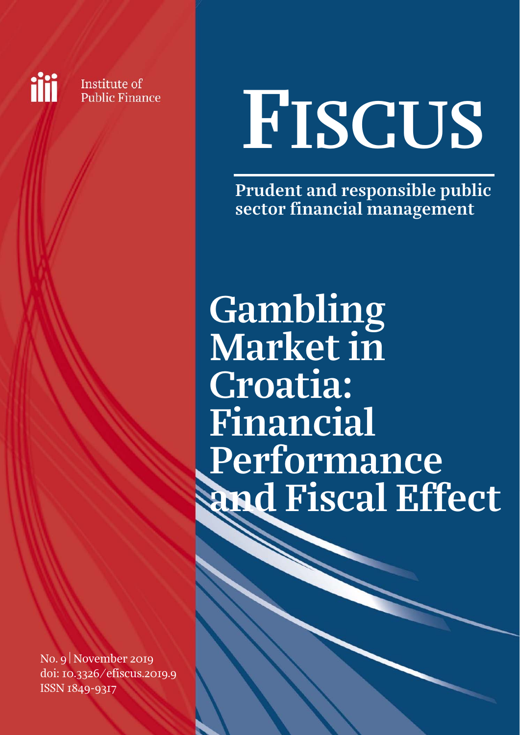Institute of Public Finance

# FISCUS

**Prudent and responsible public sector financial management**

# Gambling Market in Croatia: Financial Performance and Fiscal Effect

No. 9 | November 2019
doi: 10.3326/efiscus.2019.9
ISSN 1849-9317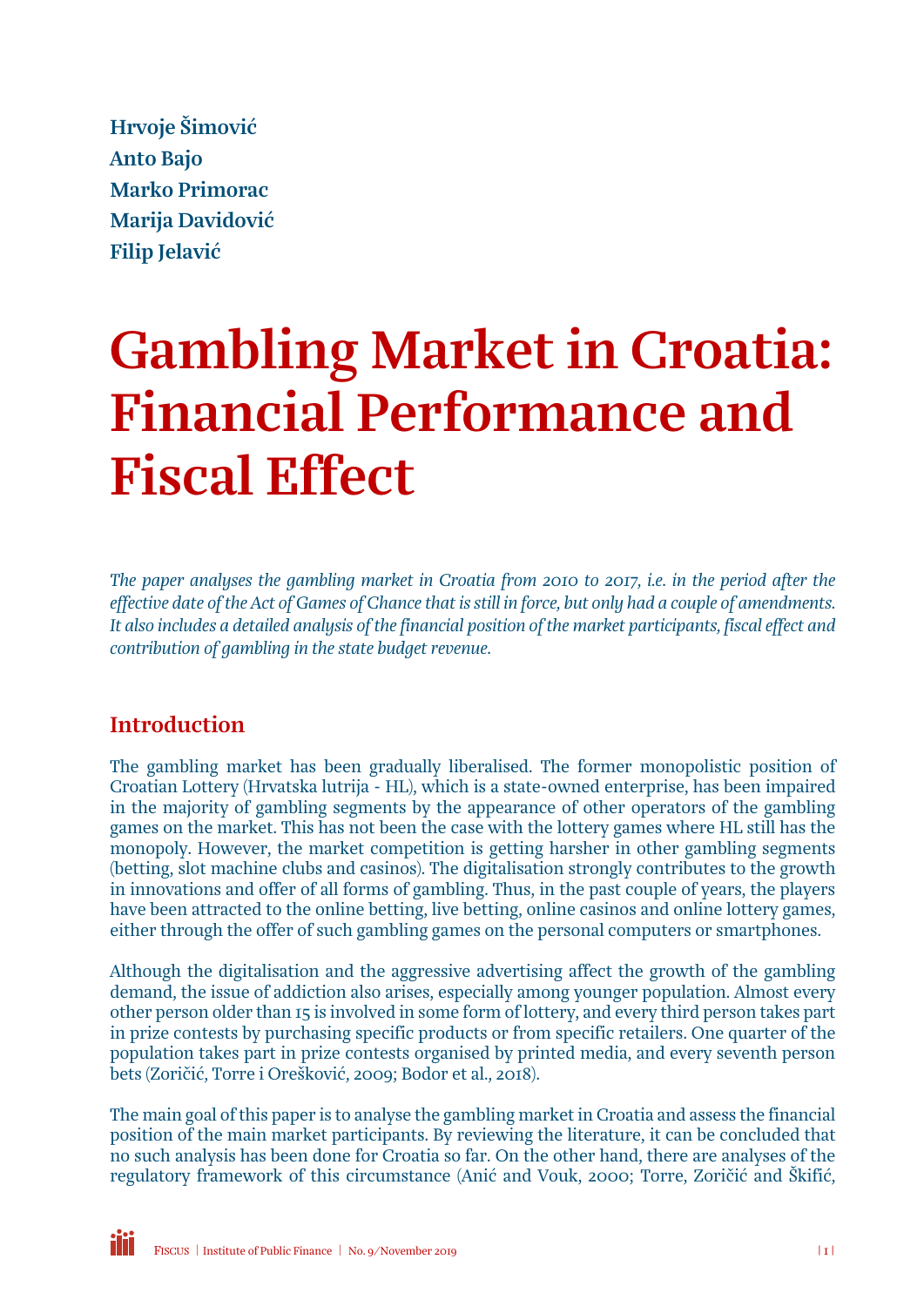**Hrvoje Šimović**
**Anto Bajo**
**Marko Primorac**
**Marija Davidović**
**Filip Jelavić**

# Gambling Market in Croatia: Financial Performance and Fiscal Effect

*The paper analyses the gambling market in Croatia from 2010 to 2017, i.e. in the period after the effective date of the Act of Games of Chance that is still in force, but only had a couple of amendments. It also includes a detailed analysis of the financial position of the market participants, fiscal effect and contribution of gambling in the state budget revenue.*

## Introduction

The gambling market has been gradually liberalised. The former monopolistic position of Croatian Lottery (Hrvatska lutrija - HL), which is a state-owned enterprise, has been impaired in the majority of gambling segments by the appearance of other operators of the gambling games on the market. This has not been the case with the lottery games where HL still has the monopoly. However, the market competition is getting harsher in other gambling segments (betting, slot machine clubs and casinos). The digitalisation strongly contributes to the growth in innovations and offer of all forms of gambling. Thus, in the past couple of years, the players have been attracted to the online betting, live betting, online casinos and online lottery games, either through the offer of such gambling games on the personal computers or smartphones.

Although the digitalisation and the aggressive advertising affect the growth of the gambling demand, the issue of addiction also arises, especially among younger population. Almost every other person older than 15 is involved in some form of lottery, and every third person takes part in prize contests by purchasing specific products or from specific retailers. One quarter of the population takes part in prize contests organised by printed media, and every seventh person bets (Zoričić, Torre i Orešković, 2009; Bodor et al., 2018).

The main goal of this paper is to analyse the gambling market in Croatia and assess the financial position of the main market participants. By reviewing the literature, it can be concluded that no such analysis has been done for Croatia so far. On the other hand, there are analyses of the regulatory framework of this circumstance (Anić and Vouk, 2000; Torre, Zoričić and Škifić,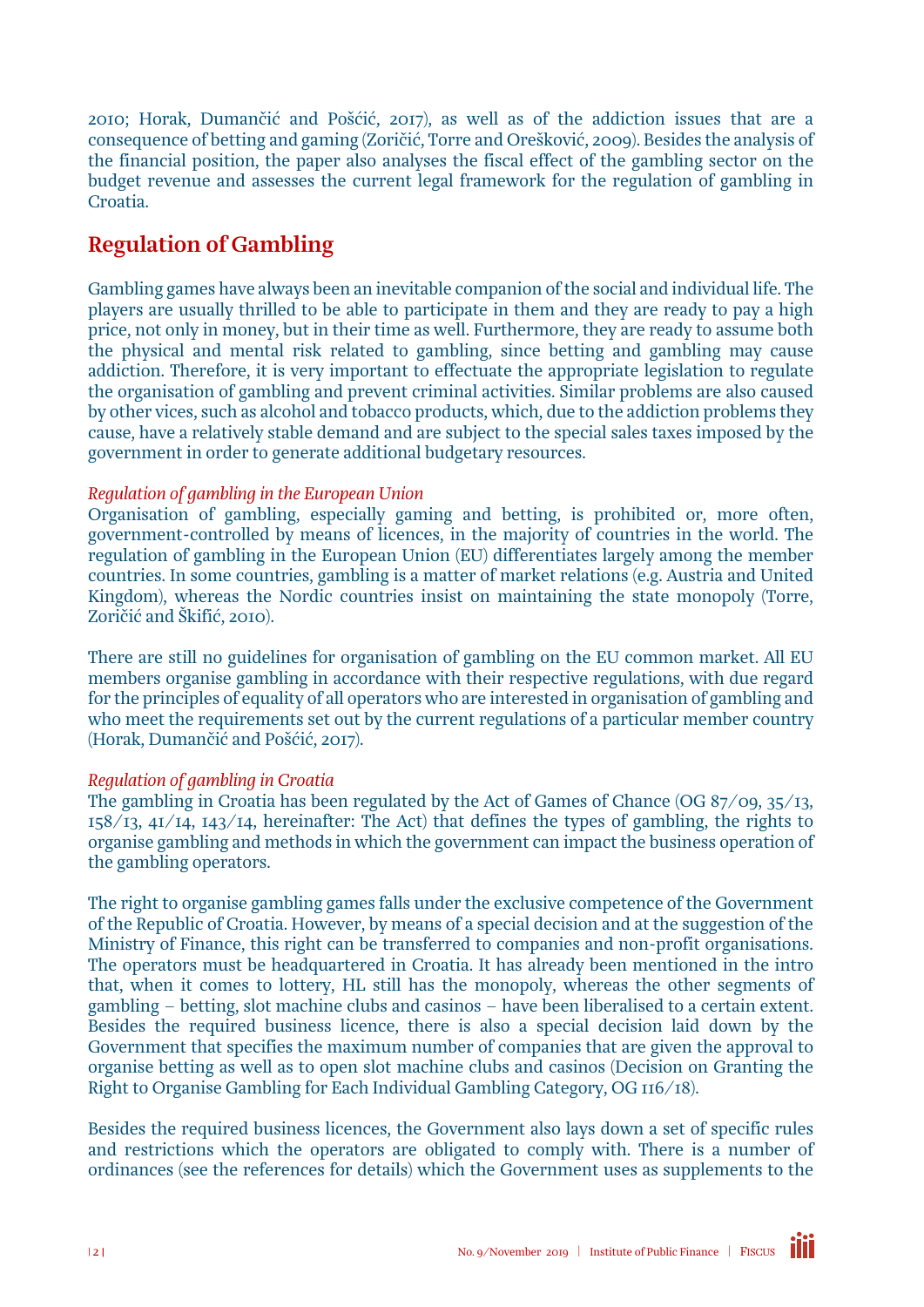2010; Horak, Dumančić and Pošćić, 2017), as well as of the addiction issues that are a consequence of betting and gaming (Zoričić, Torre and Orešković, 2009). Besides the analysis of the financial position, the paper also analyses the fiscal effect of the gambling sector on the budget revenue and assesses the current legal framework for the regulation of gambling in Croatia.

## Regulation of Gambling

Gambling games have always been an inevitable companion of the social and individual life. The players are usually thrilled to be able to participate in them and they are ready to pay a high price, not only in money, but in their time as well. Furthermore, they are ready to assume both the physical and mental risk related to gambling, since betting and gambling may cause addiction. Therefore, it is very important to effectuate the appropriate legislation to regulate the organisation of gambling and prevent criminal activities. Similar problems are also caused by other vices, such as alcohol and tobacco products, which, due to the addiction problems they cause, have a relatively stable demand and are subject to the special sales taxes imposed by the government in order to generate additional budgetary resources.

### *Regulation of gambling in the European Union*

Organisation of gambling, especially gaming and betting, is prohibited or, more often, government-controlled by means of licences, in the majority of countries in the world. The regulation of gambling in the European Union (EU) differentiates largely among the member countries. In some countries, gambling is a matter of market relations (e.g. Austria and United Kingdom), whereas the Nordic countries insist on maintaining the state monopoly (Torre, Zoričić and Škifić, 2010).

There are still no guidelines for organisation of gambling on the EU common market. All EU members organise gambling in accordance with their respective regulations, with due regard for the principles of equality of all operators who are interested in organisation of gambling and who meet the requirements set out by the current regulations of a particular member country (Horak, Dumančić and Pošćić, 2017).

### *Regulation of gambling in Croatia*

The gambling in Croatia has been regulated by the Act of Games of Chance (OG 87/09, 35/13, 158/13, 41/14, 143/14, hereinafter: The Act) that defines the types of gambling, the rights to organise gambling and methods in which the government can impact the business operation of the gambling operators.

The right to organise gambling games falls under the exclusive competence of the Government of the Republic of Croatia. However, by means of a special decision and at the suggestion of the Ministry of Finance, this right can be transferred to companies and non-profit organisations. The operators must be headquartered in Croatia. It has already been mentioned in the intro that, when it comes to lottery, HL still has the monopoly, whereas the other segments of gambling – betting, slot machine clubs and casinos – have been liberalised to a certain extent. Besides the required business licence, there is also a special decision laid down by the Government that specifies the maximum number of companies that are given the approval to organise betting as well as to open slot machine clubs and casinos (Decision on Granting the Right to Organise Gambling for Each Individual Gambling Category, OG 116/18).

Besides the required business licences, the Government also lays down a set of specific rules and restrictions which the operators are obligated to comply with. There is a number of ordinances (see the references for details) which the Government uses as supplements to the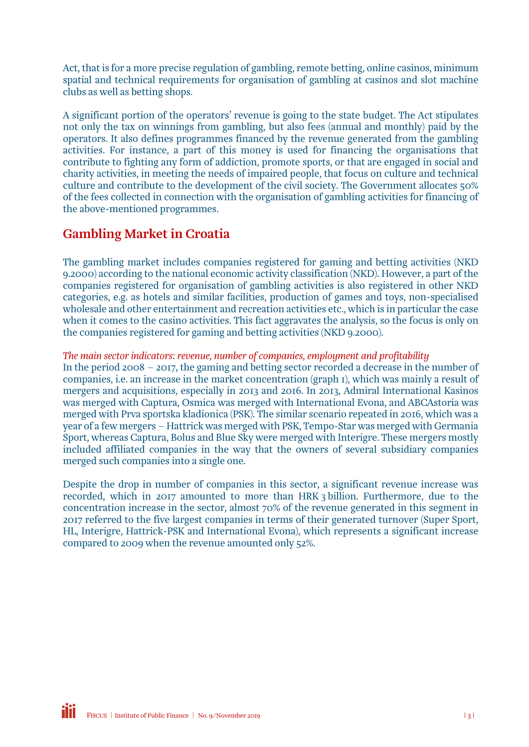Act, that is for a more precise regulation of gambling, remote betting, online casinos, minimum spatial and technical requirements for organisation of gambling at casinos and slot machine clubs as well as betting shops.

A significant portion of the operators' revenue is going to the state budget. The Act stipulates not only the tax on winnings from gambling, but also fees (annual and monthly) paid by the operators. It also defines programmes financed by the revenue generated from the gambling activities. For instance, a part of this money is used for financing the organisations that contribute to fighting any form of addiction, promote sports, or that are engaged in social and charity activities, in meeting the needs of impaired people, that focus on culture and technical culture and contribute to the development of the civil society. The Government allocates 50% of the fees collected in connection with the organisation of gambling activities for financing of the above-mentioned programmes.

## Gambling Market in Croatia

The gambling market includes companies registered for gaming and betting activities (NKD 9.2000) according to the national economic activity classification (NKD). However, a part of the companies registered for organisation of gambling activities is also registered in other NKD categories, e.g. as hotels and similar facilities, production of games and toys, non-specialised wholesale and other entertainment and recreation activities etc., which is in particular the case when it comes to the casino activities. This fact aggravates the analysis, so the focus is only on the companies registered for gaming and betting activities (NKD 9.2000).

*The main sector indicators: revenue, number of companies, employment and profitability*

In the period 2008 – 2017, the gaming and betting sector recorded a decrease in the number of companies, i.e. an increase in the market concentration (graph 1), which was mainly a result of mergers and acquisitions, especially in 2013 and 2016. In 2013, Admiral International Kasinos was merged with Captura, Osmica was merged with International Evona, and ABCAstoria was merged with Prva sportska kladionica (PSK). The similar scenario repeated in 2016, which was a year of a few mergers – Hattrick was merged with PSK, Tempo-Star was merged with Germania Sport, whereas Captura, Bolus and Blue Sky were merged with Interigre. These mergers mostly included affiliated companies in the way that the owners of several subsidiary companies merged such companies into a single one.

Despite the drop in number of companies in this sector, a significant revenue increase was recorded, which in 2017 amounted to more than HRK 3 billion. Furthermore, due to the concentration increase in the sector, almost 70% of the revenue generated in this segment in 2017 referred to the five largest companies in terms of their generated turnover (Super Sport, HL, Interigre, Hattrick-PSK and International Evona), which represents a significant increase compared to 2009 when the revenue amounted only 52%.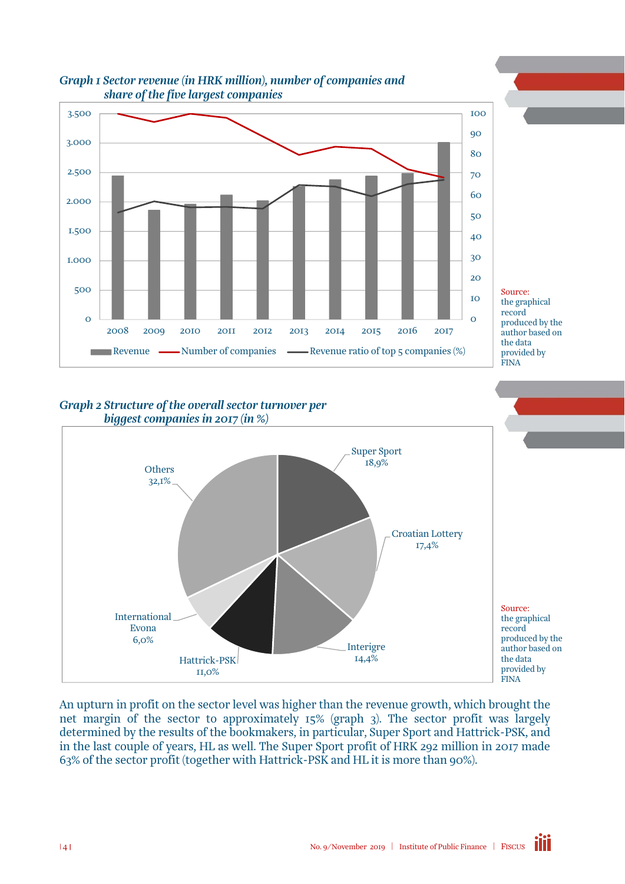*Graph 1 Sector revenue (in HRK million), number of companies and share of the five largest companies*

Source: the graphical record produced by the author based on the data provided by FINA

*Graph 2 Structure of the overall sector turnover per biggest companies in 2017 (in %)*

Source: the graphical record produced by the author based on the data provided by FINA

An upturn in profit on the sector level was higher than the revenue growth, which brought the net margin of the sector to approximately 15% (graph 3). The sector profit was largely determined by the results of the bookmakers, in particular, Super Sport and Hattrick-PSK, and in the last couple of years, HL as well. The Super Sport profit of HRK 292 million in 2017 made 63% of the sector profit (together with Hattrick-PSK and HL it is more than 90%).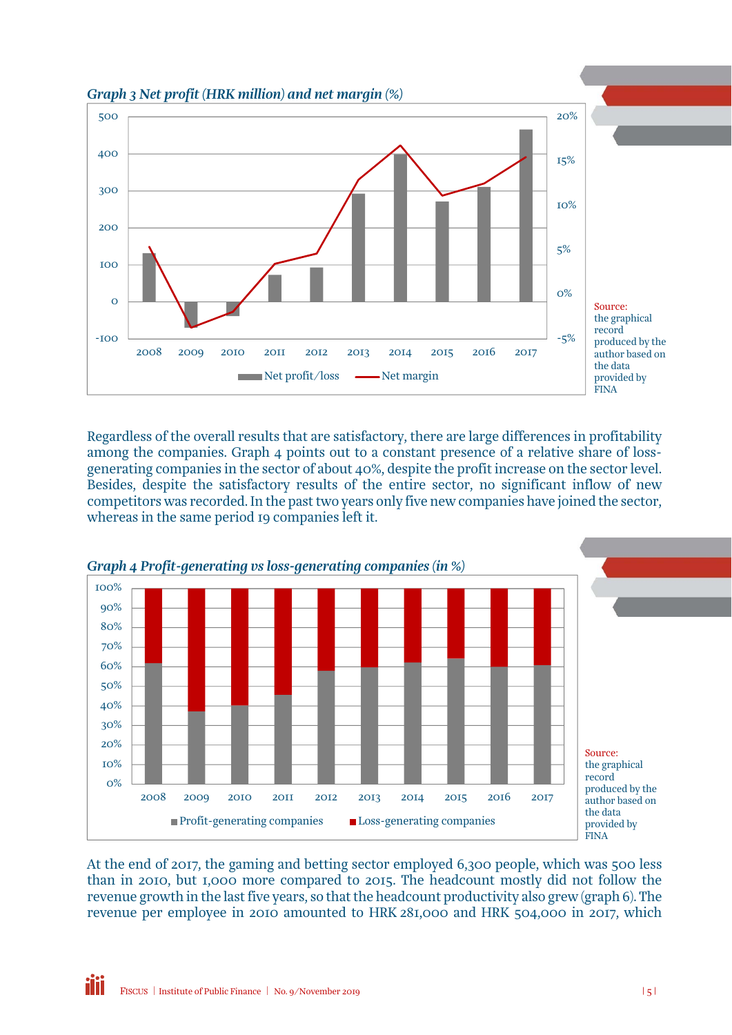*Graph 3 Net profit (HRK million) and net margin (%)*

Source: the graphical record produced by the author based on the data provided by FINA

Regardless of the overall results that are satisfactory, there are large differences in profitability among the companies. Graph 4 points out to a constant presence of a relative share of loss-generating companies in the sector of about 40%, despite the profit increase on the sector level. Besides, despite the satisfactory results of the entire sector, no significant inflow of new competitors was recorded. In the past two years only five new companies have joined the sector, whereas in the same period 19 companies left it.

*Graph 4 Profit-generating vs loss-generating companies (in %)*

Source: the graphical record produced by the author based on the data provided by FINA

At the end of 2017, the gaming and betting sector employed 6,300 people, which was 500 less than in 2010, but 1,000 more compared to 2015. The headcount mostly did not follow the revenue growth in the last five years, so that the headcount productivity also grew (graph 6). The revenue per employee in 2010 amounted to HRK 281,000 and HRK 504,000 in 2017, which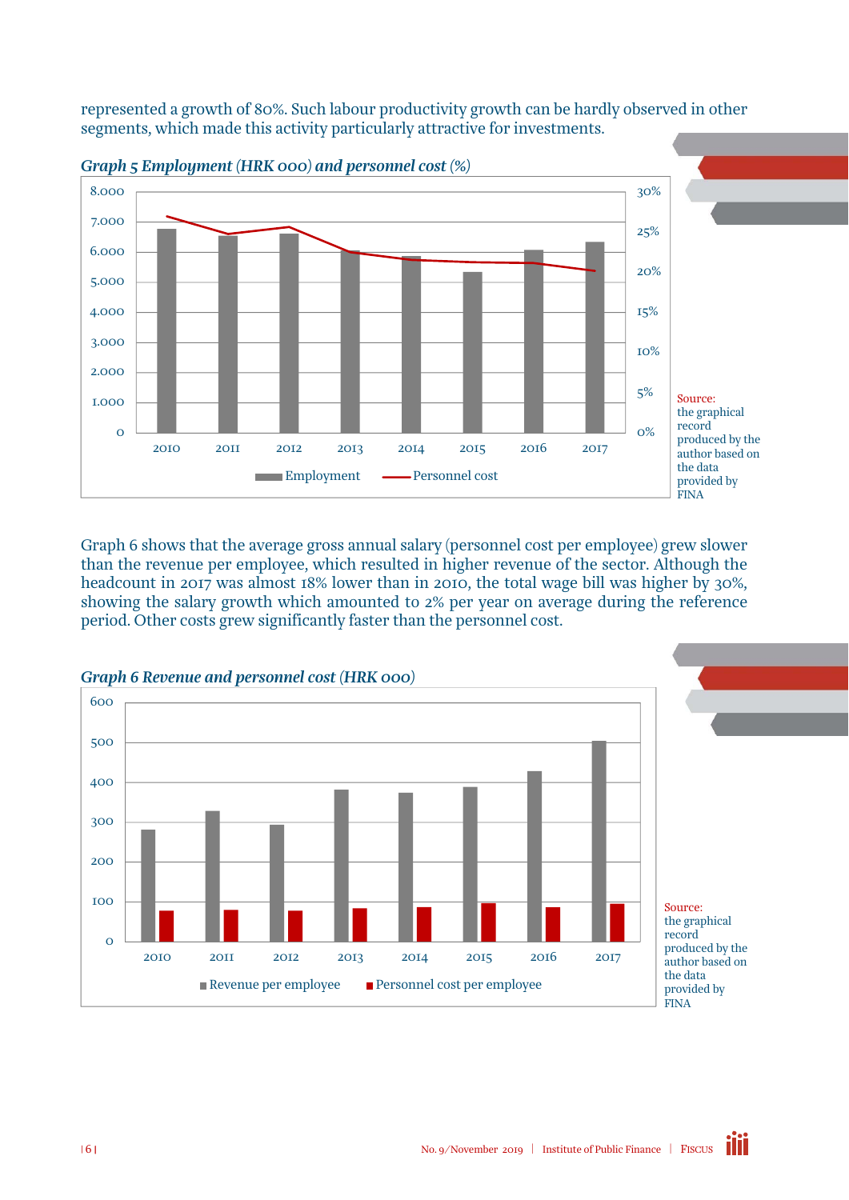represented a growth of 80%. Such labour productivity growth can be hardly observed in other segments, which made this activity particularly attractive for investments.

***Graph 5 Employment** (HRK 000) **and personnel cost** (%)*

Source: the graphical record produced by the author based on the data provided by FINA

Graph 6 shows that the average gross annual salary (personnel cost per employee) grew slower than the revenue per employee, which resulted in higher revenue of the sector. Although the headcount in 2017 was almost 18% lower than in 2010, the total wage bill was higher by 30%, showing the salary growth which amounted to 2% per year on average during the reference period. Other costs grew significantly faster than the personnel cost.

***Graph 6 Revenue and personnel cost** (HRK 000)*

Source: the graphical record produced by the author based on the data provided by FINA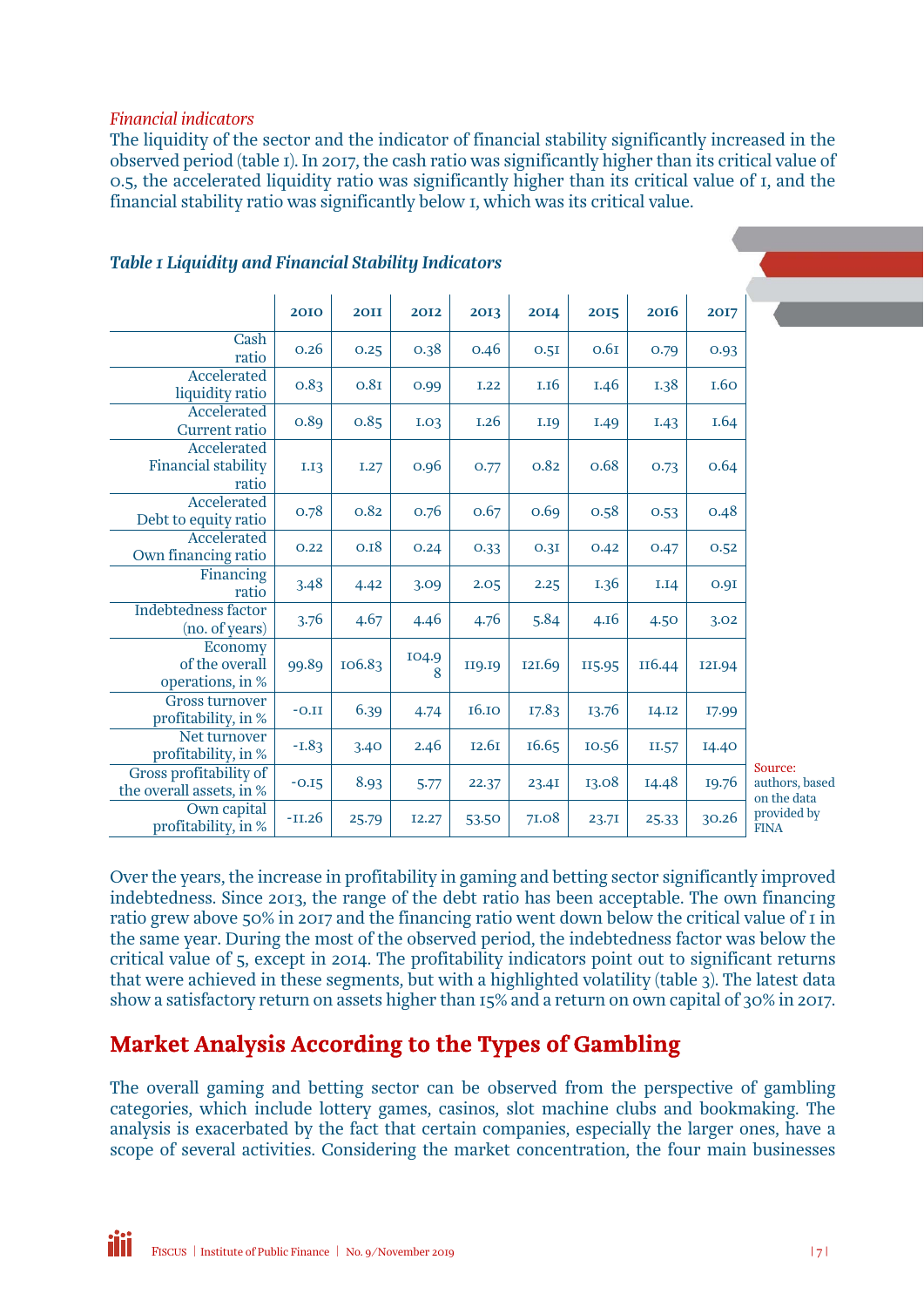*Financial indicators*

The liquidity of the sector and the indicator of financial stability significantly increased in the observed period (table 1). In 2017, the cash ratio was significantly higher than its critical value of 0.5, the accelerated liquidity ratio was significantly higher than its critical value of 1, and the financial stability ratio was significantly below 1, which was its critical value.

***Table 1 Liquidity and Financial Stability Indicators***

| | 2010 | 2011 | 2012 | 2013 | 2014 | 2015 | 2016 | 2017 |
|---|---|---|---|---|---|---|---|---|
| Cash ratio | 0.26 | 0.25 | 0.38 | 0.46 | 0.51 | 0.61 | 0.79 | 0.93 |
| Accelerated liquidity ratio | 0.83 | 0.81 | 0.99 | 1.22 | 1.16 | 1.46 | 1.38 | 1.60 |
| Accelerated Current ratio | 0.89 | 0.85 | 1.03 | 1.26 | 1.19 | 1.49 | 1.43 | 1.64 |
| Accelerated Financial stability ratio | 1.13 | 1.27 | 0.96 | 0.77 | 0.82 | 0.68 | 0.73 | 0.64 |
| Accelerated Debt to equity ratio | 0.78 | 0.82 | 0.76 | 0.67 | 0.69 | 0.58 | 0.53 | 0.48 |
| Accelerated Own financing ratio | 0.22 | 0.18 | 0.24 | 0.33 | 0.31 | 0.42 | 0.47 | 0.52 |
| Financing ratio | 3.48 | 4.42 | 3.09 | 2.05 | 2.25 | 1.36 | 1.14 | 0.91 |
| Indebtedness factor (no. of years) | 3.76 | 4.67 | 4.46 | 4.76 | 5.84 | 4.16 | 4.50 | 3.02 |
| Economy of the overall operations, in % | 99.89 | 106.83 | 104.98 | 119.19 | 121.69 | 115.95 | 116.44 | 121.94 |
| Gross turnover profitability, in % | -0.11 | 6.39 | 4.74 | 16.10 | 17.83 | 13.76 | 14.12 | 17.99 |
| Net turnover profitability, in % | -1.83 | 3.40 | 2.46 | 12.61 | 16.65 | 10.56 | 11.57 | 14.40 |
| Gross profitability of the overall assets, in % | -0.15 | 8.93 | 5.77 | 22.37 | 23.41 | 13.08 | 14.48 | 19.76 |
| Own capital profitability, in % | -11.26 | 25.79 | 12.27 | 53.50 | 71.08 | 23.71 | 25.33 | 30.26 |

Source: authors, based on the data provided by FINA

Over the years, the increase in profitability in gaming and betting sector significantly improved indebtedness. Since 2013, the range of the debt ratio has been acceptable. The own financing ratio grew above 50% in 2017 and the financing ratio went down below the critical value of 1 in the same year. During the most of the observed period, the indebtedness factor was below the critical value of 5, except in 2014. The profitability indicators point out to significant returns that were achieved in these segments, but with a highlighted volatility (table 3). The latest data show a satisfactory return on assets higher than 15% and a return on own capital of 30% in 2017.

## Market Analysis According to the Types of Gambling

The overall gaming and betting sector can be observed from the perspective of gambling categories, which include lottery games, casinos, slot machine clubs and bookmaking. The analysis is exacerbated by the fact that certain companies, especially the larger ones, have a scope of several activities. Considering the market concentration, the four main businesses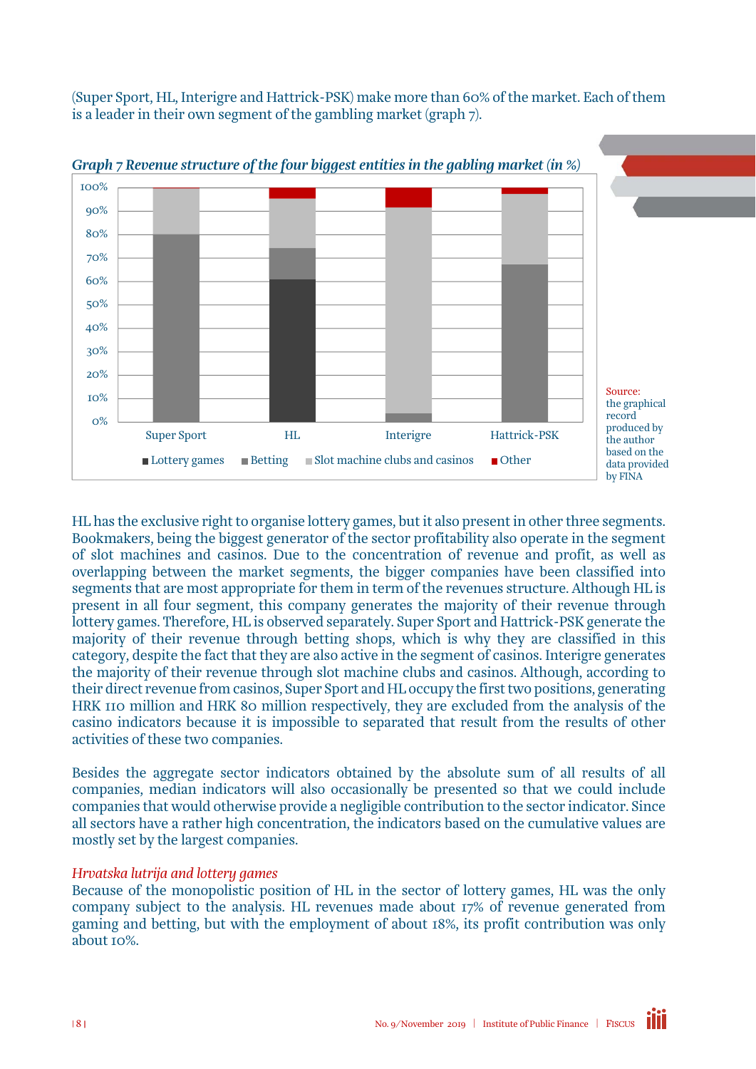(Super Sport, HL, Interigre and Hattrick-PSK) make more than 60% of the market. Each of them is a leader in their own segment of the gambling market (graph 7).

*Graph 7 Revenue structure of the four biggest entities in the gabling market (in %)*

Source: the graphical record produced by the author based on the data provided by FINA

HL has the exclusive right to organise lottery games, but it also present in other three segments. Bookmakers, being the biggest generator of the sector profitability also operate in the segment of slot machines and casinos. Due to the concentration of revenue and profit, as well as overlapping between the market segments, the bigger companies have been classified into segments that are most appropriate for them in term of the revenues structure. Although HL is present in all four segment, this company generates the majority of their revenue through lottery games. Therefore, HL is observed separately. Super Sport and Hattrick-PSK generate the majority of their revenue through betting shops, which is why they are classified in this category, despite the fact that they are also active in the segment of casinos. Interigre generates the majority of their revenue through slot machine clubs and casinos. Although, according to their direct revenue from casinos, Super Sport and HL occupy the first two positions, generating HRK 110 million and HRK 80 million respectively, they are excluded from the analysis of the casino indicators because it is impossible to separated that result from the results of other activities of these two companies.

Besides the aggregate sector indicators obtained by the absolute sum of all results of all companies, median indicators will also occasionally be presented so that we could include companies that would otherwise provide a negligible contribution to the sector indicator. Since all sectors have a rather high concentration, the indicators based on the cumulative values are mostly set by the largest companies.

*Hrvatska lutrija and lottery games*

Because of the monopolistic position of HL in the sector of lottery games, HL was the only company subject to the analysis. HL revenues made about 17% of revenue generated from gaming and betting, but with the employment of about 18%, its profit contribution was only about 10%.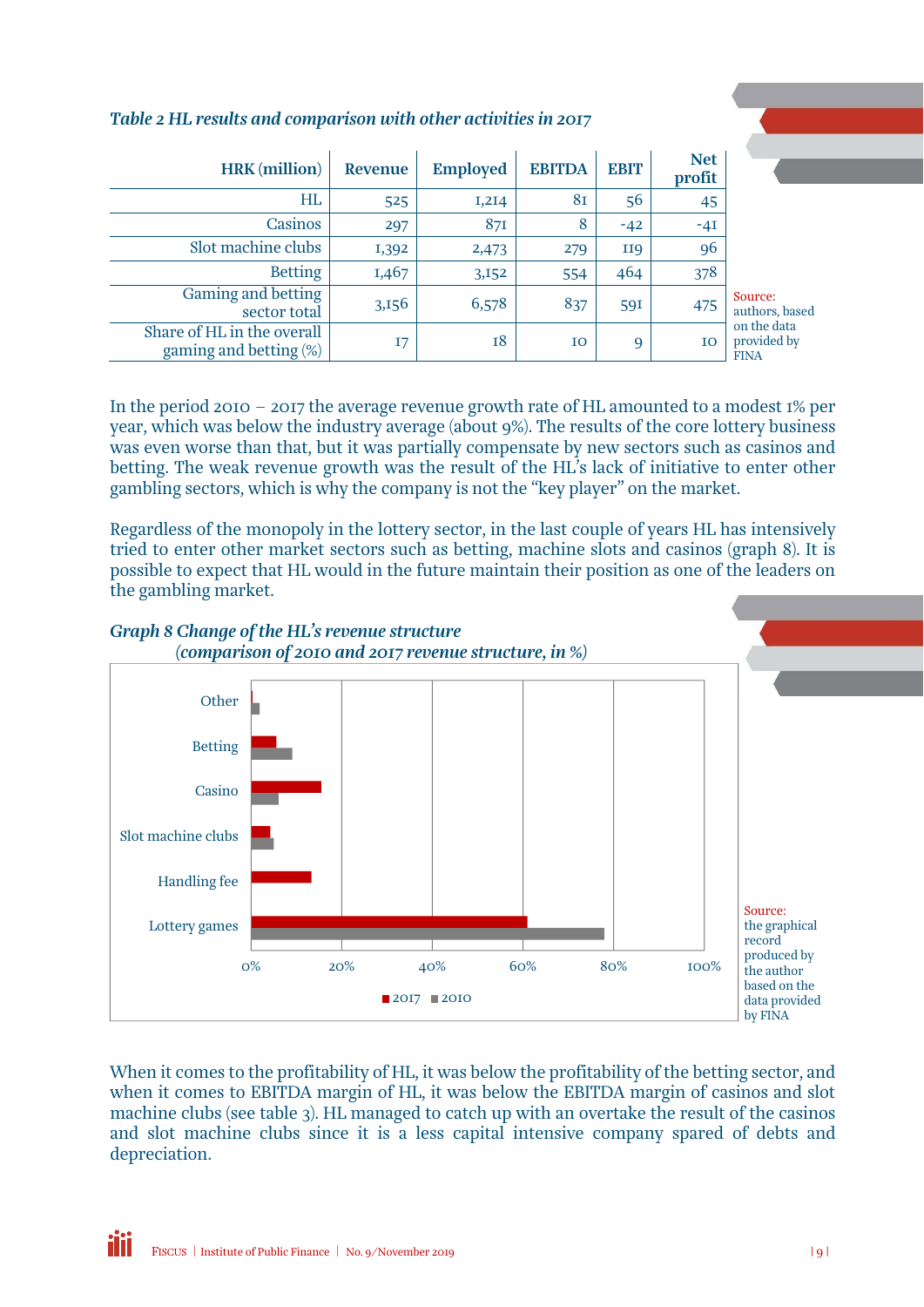*Table 2 HL results and comparison with other activities in 2017*

| HRK (million) | Revenue | Employed | EBITDA | EBIT | Net profit |
|---|---|---|---|---|---|
| HL | 525 | 1,214 | 81 | 56 | 45 |
| Casinos | 297 | 871 | 8 | -42 | -41 |
| Slot machine clubs | 1,392 | 2,473 | 279 | 119 | 96 |
| Betting | 1,467 | 3,152 | 554 | 464 | 378 |
| Gaming and betting sector total | 3,156 | 6,578 | 837 | 591 | 475 |
| Share of HL in the overall gaming and betting (%) | 17 | 18 | 10 | 9 | 10 |

Source: authors, based on the data provided by FINA

In the period 2010 – 2017 the average revenue growth rate of HL amounted to a modest 1% per year, which was below the industry average (about 9%). The results of the core lottery business was even worse than that, but it was partially compensate by new sectors such as casinos and betting. The weak revenue growth was the result of the HL's lack of initiative to enter other gambling sectors, which is why the company is not the "key player" on the market.

Regardless of the monopoly in the lottery sector, in the last couple of years HL has intensively tried to enter other market sectors such as betting, machine slots and casinos (graph 8). It is possible to expect that HL would in the future maintain their position as one of the leaders on the gambling market.

*Graph 8 Change of the HL's revenue structure (comparison of 2010 and 2017 revenue structure, in %)*

Source: the graphical record produced by the author based on the data provided by FINA

When it comes to the profitability of HL, it was below the profitability of the betting sector, and when it comes to EBITDA margin of HL, it was below the EBITDA margin of casinos and slot machine clubs (see table 3). HL managed to catch up with an overtake the result of the casinos and slot machine clubs since it is a less capital intensive company spared of debts and depreciation.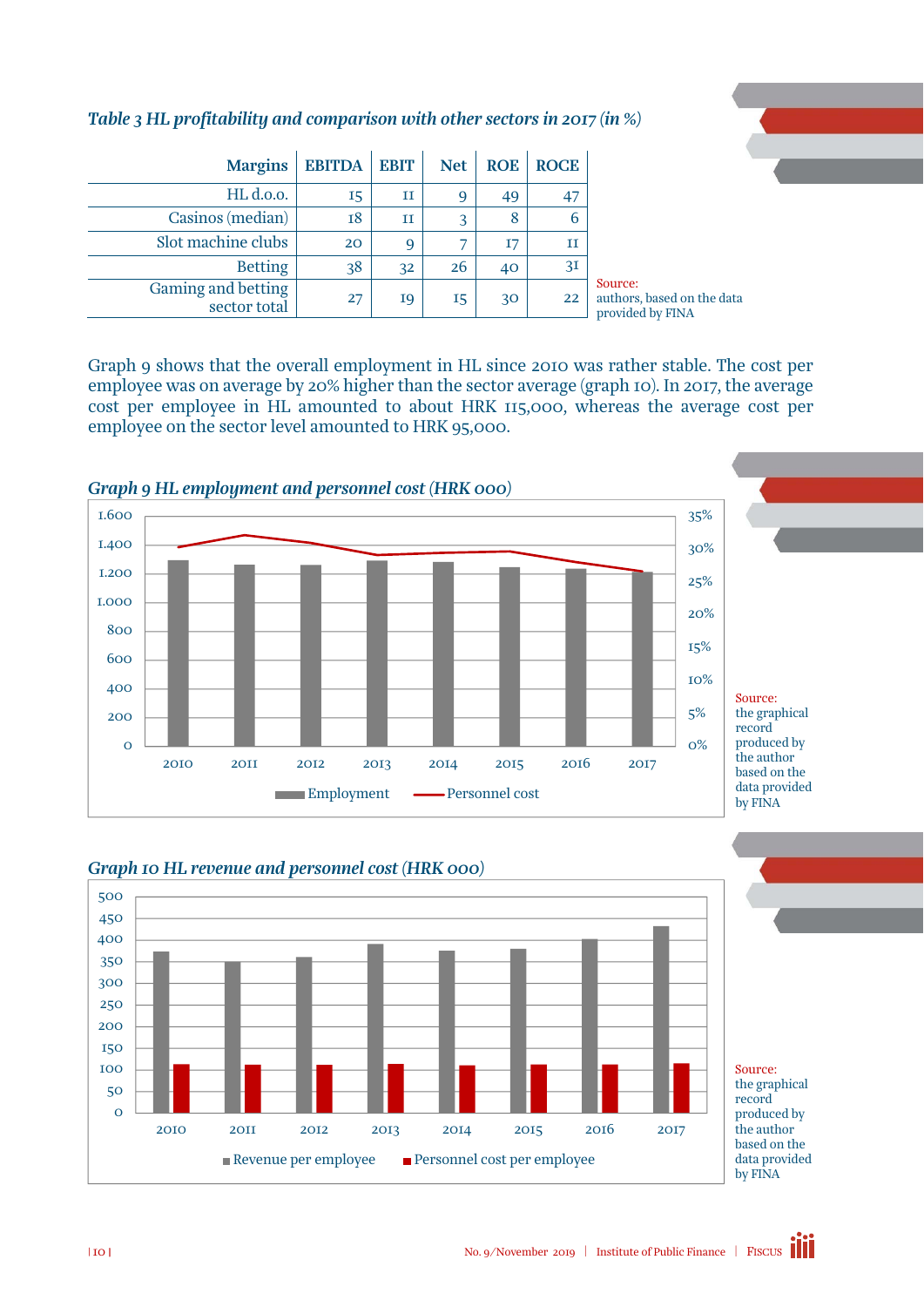*Table 3 HL profitability and comparison with other sectors in 2017 (in %)*

| Margins | EBITDA | EBIT | Net | ROE | ROCE |
|---|---|---|---|---|---|
| HL d.o.o. | 15 | 11 | 9 | 49 | 47 |
| Casinos (median) | 18 | 11 | 3 | 8 | 6 |
| Slot machine clubs | 20 | 9 | 7 | 17 | 11 |
| Betting | 38 | 32 | 26 | 40 | 31 |
| Gaming and betting sector total | 27 | 19 | 15 | 30 | 22 |

Source: authors, based on the data provided by FINA

Graph 9 shows that the overall employment in HL since 2010 was rather stable. The cost per employee was on average by 20% higher than the sector average (graph 10). In 2017, the average cost per employee in HL amounted to about HRK 115,000, whereas the average cost per employee on the sector level amounted to HRK 95,000.

*Graph 9 HL employment and personnel cost (HRK 000)*

Source: the graphical record produced by the author based on the data provided by FINA

*Graph 10 HL revenue and personnel cost (HRK 000)*

Source: the graphical record produced by the author based on the data provided by FINA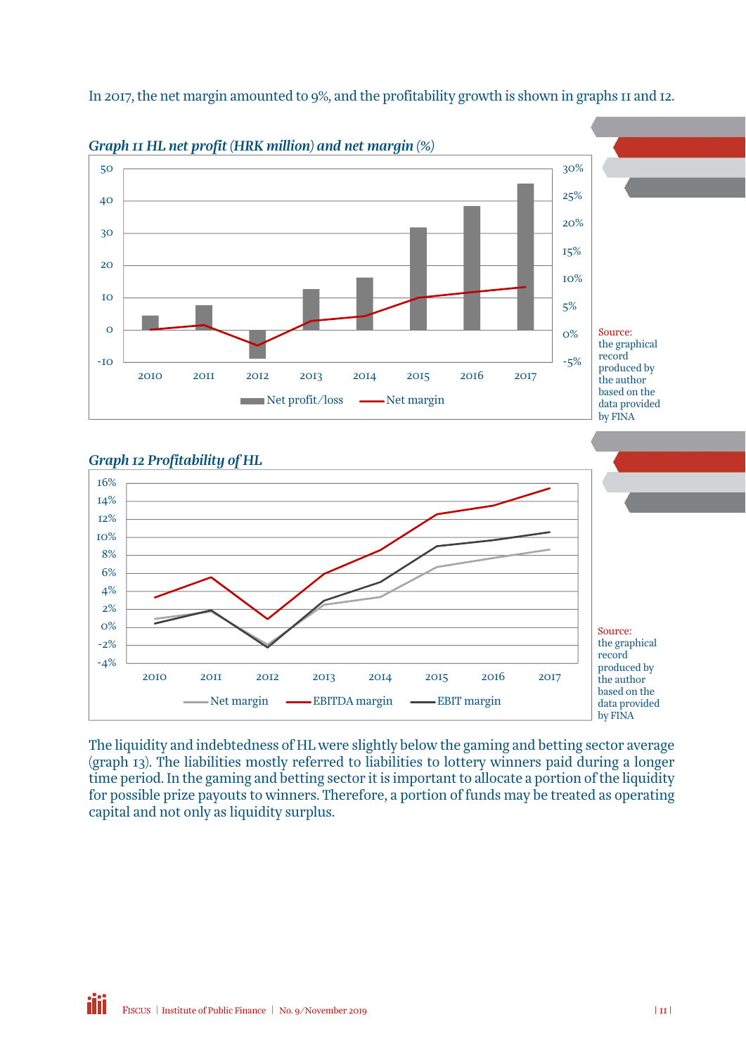In 2017, the net margin amounted to 9%, and the profitability growth is shown in graphs 11 and 12.

*Graph 11 HL net profit (HRK million) and net margin (%)*

Source: the graphical record produced by the author based on the data provided by FINA

*Graph 12 Profitability of HL*

Source: the graphical record produced by the author based on the data provided by FINA

The liquidity and indebtedness of HL were slightly below the gaming and betting sector average (graph 13). The liabilities mostly referred to liabilities to lottery winners paid during a longer time period. In the gaming and betting sector it is important to allocate a portion of the liquidity for possible prize payouts to winners. Therefore, a portion of funds may be treated as operating capital and not only as liquidity surplus.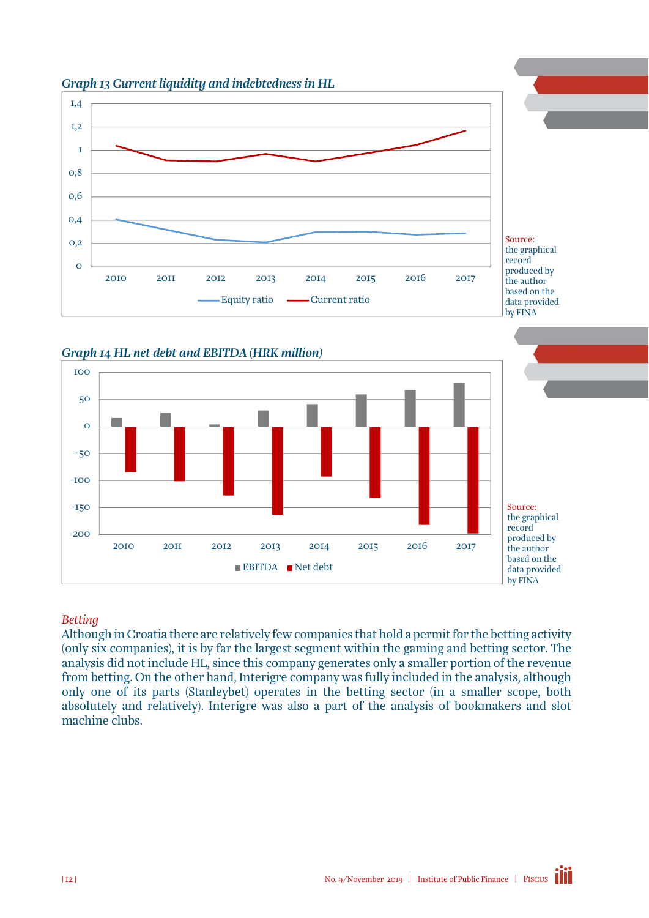*Graph 13 Current liquidity and indebtedness in HL*

Source: the graphical record produced by the author based on the data provided by FINA

*Graph 14 HL net debt and EBITDA (HRK million)*

Source: the graphical record produced by the author based on the data provided by FINA

*Betting*

Although in Croatia there are relatively few companies that hold a permit for the betting activity (only six companies), it is by far the largest segment within the gaming and betting sector. The analysis did not include HL, since this company generates only a smaller portion of the revenue from betting. On the other hand, Interigre company was fully included in the analysis, although only one of its parts (Stanleybet) operates in the betting sector (in a smaller scope, both absolutely and relatively). Interigre was also a part of the analysis of bookmakers and slot machine clubs.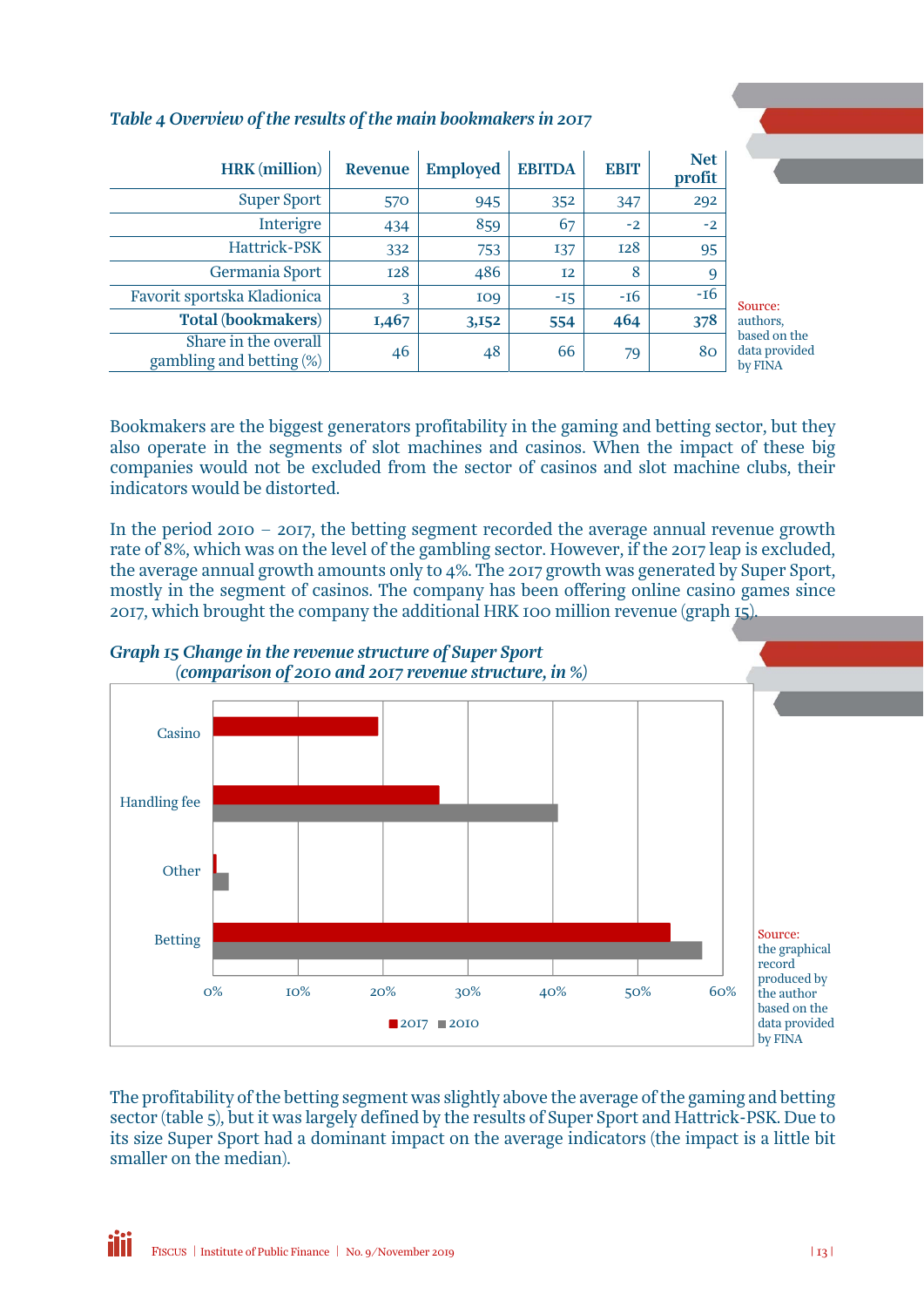*Table 4 Overview of the results of the main bookmakers in 2017*

| HRK (million) | Revenue | Employed | EBITDA | EBIT | Net profit |
|---|---|---|---|---|---|
| Super Sport | 570 | 945 | 352 | 347 | 292 |
| Interigre | 434 | 859 | 67 | -2 | -2 |
| Hattrick-PSK | 332 | 753 | 137 | 128 | 95 |
| Germania Sport | 128 | 486 | 12 | 8 | 9 |
| Favorit sportska Kladionica | 3 | 109 | -15 | -16 | -16 |
| **Total (bookmakers)** | **1,467** | **3,152** | **554** | **464** | **378** |
| Share in the overall gambling and betting (%) | 46 | 48 | 66 | 79 | 80 |

Source: authors, based on the data provided by FINA

Bookmakers are the biggest generators profitability in the gaming and betting sector, but they also operate in the segments of slot machines and casinos. When the impact of these big companies would not be excluded from the sector of casinos and slot machine clubs, their indicators would be distorted.

In the period 2010 – 2017, the betting segment recorded the average annual revenue growth rate of 8%, which was on the level of the gambling sector. However, if the 2017 leap is excluded, the average annual growth amounts only to 4%. The 2017 growth was generated by Super Sport, mostly in the segment of casinos. The company has been offering online casino games since 2017, which brought the company the additional HRK 100 million revenue (graph 15).

*Graph 15 Change in the revenue structure of Super Sport (comparison of 2010 and 2017 revenue structure, in %)*

| | 2017 | 2010 |
|---|---|---|
| Casino | ~19% | – |
| Handling fee | ~27% | ~41% |
| Other | ~0% | ~2% |
| Betting | ~54% | ~58% |

Source: the graphical record produced by the author based on the data provided by FINA

The profitability of the betting segment was slightly above the average of the gaming and betting sector (table 5), but it was largely defined by the results of Super Sport and Hattrick-PSK. Due to its size Super Sport had a dominant impact on the average indicators (the impact is a little bit smaller on the median).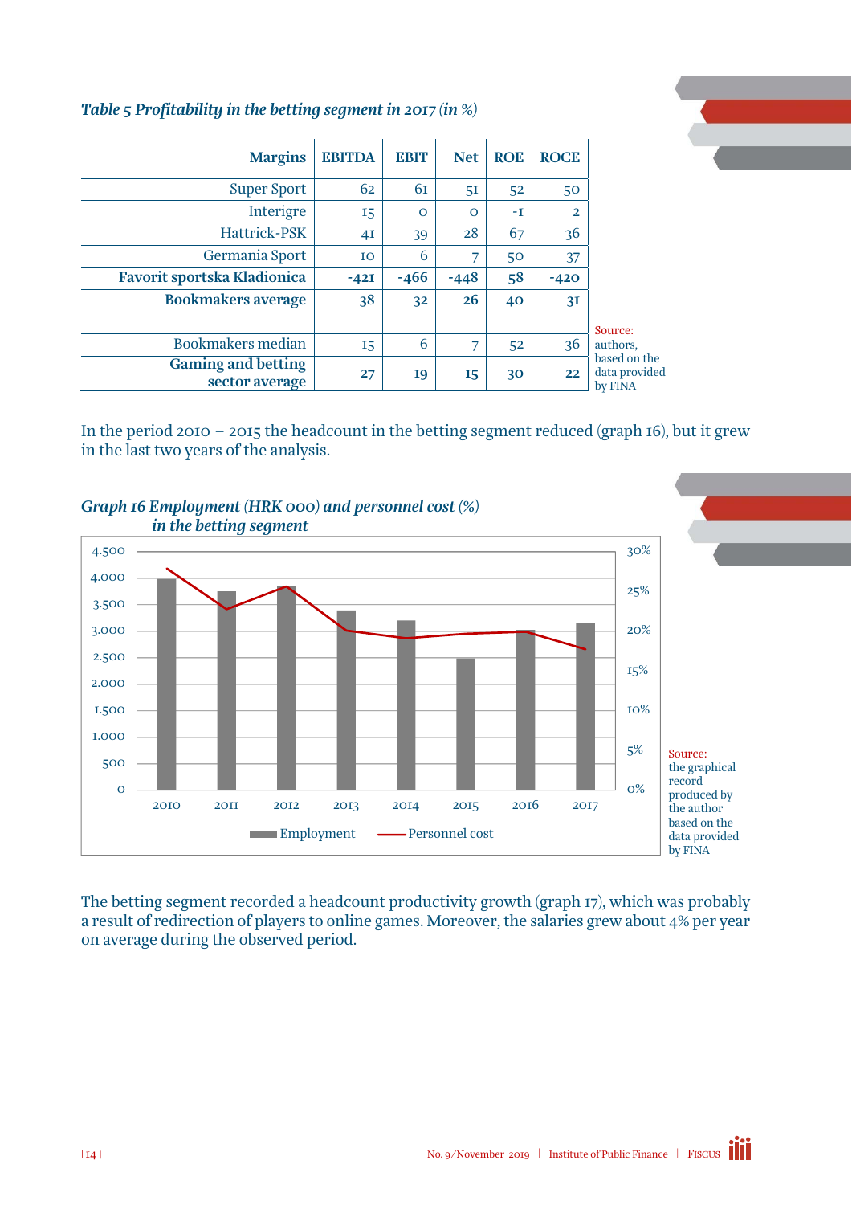*Table 5 Profitability in the betting segment in 2017 (in %)*

| Margins | EBITDA | EBIT | Net | ROE | ROCE |
|---|---|---|---|---|---|
| Super Sport | 62 | 61 | 51 | 52 | 50 |
| Interigre | 15 | 0 | 0 | -1 | 2 |
| Hattrick-PSK | 41 | 39 | 28 | 67 | 36 |
| Germania Sport | 10 | 6 | 7 | 50 | 37 |
| **Favorit sportska Kladionica** | **-421** | **-466** | **-448** | **58** | **-420** |
| **Bookmakers average** | **38** | **32** | **26** | **40** | **31** |
| | | | | | |
| Bookmakers median | 15 | 6 | 7 | 52 | 36 |
| **Gaming and betting sector average** | **27** | **19** | **15** | **30** | **22** |

Source: authors, based on the data provided by FINA

In the period 2010 – 2015 the headcount in the betting segment reduced (graph 16), but it grew in the last two years of the analysis.

*Graph 16 Employment (HRK 000) and personnel cost (%) in the betting segment*

Source: the graphical record produced by the author based on the data provided by FINA

The betting segment recorded a headcount productivity growth (graph 17), which was probably a result of redirection of players to online games. Moreover, the salaries grew about 4% per year on average during the observed period.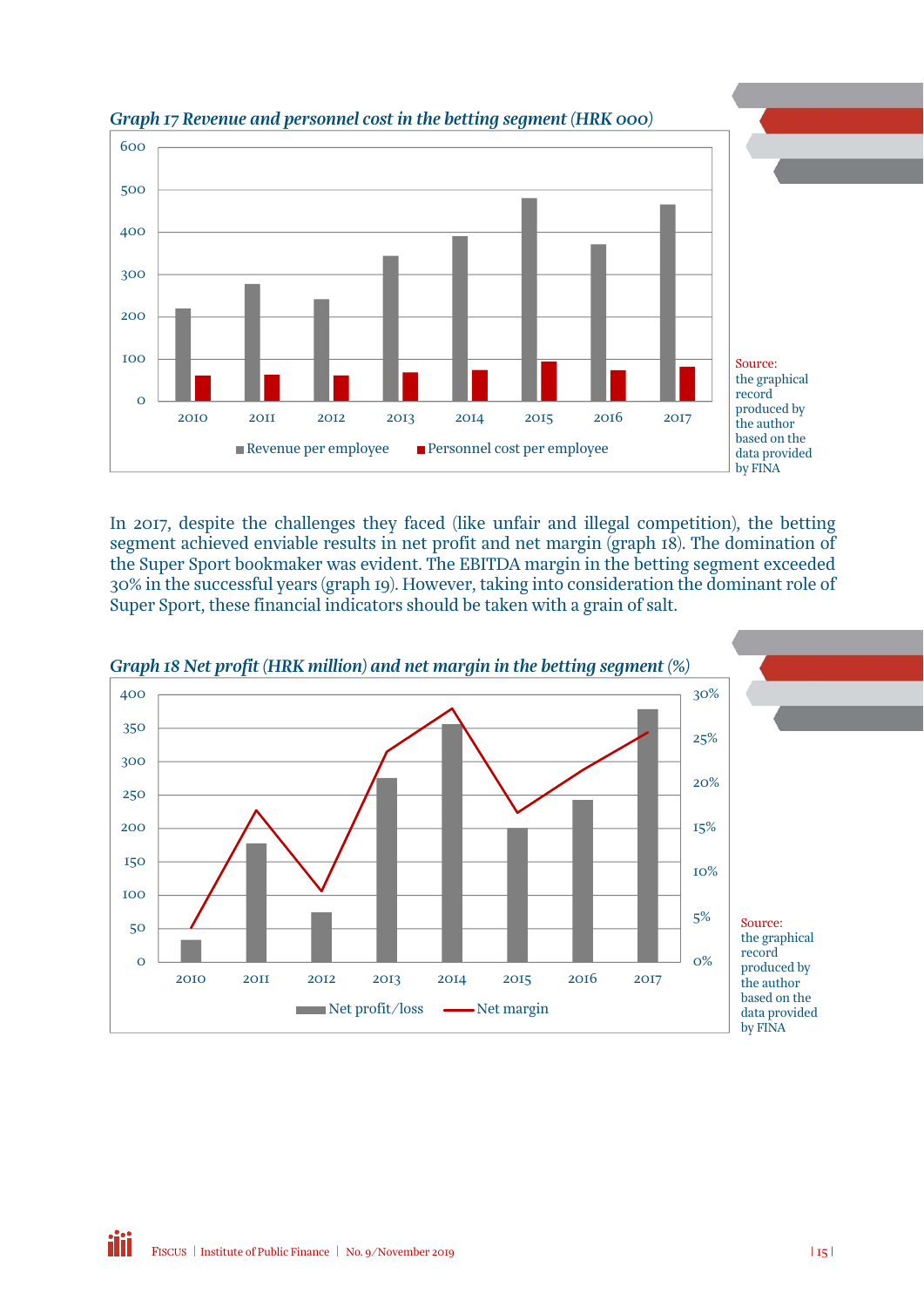*Graph 17 Revenue and personnel cost in the betting segment (HRK 000)*

Source: the graphical record produced by the author based on the data provided by FINA

In 2017, despite the challenges they faced (like unfair and illegal competition), the betting segment achieved enviable results in net profit and net margin (graph 18). The domination of the Super Sport bookmaker was evident. The EBITDA margin in the betting segment exceeded 30% in the successful years (graph 19). However, taking into consideration the dominant role of Super Sport, these financial indicators should be taken with a grain of salt.

*Graph 18 Net profit (HRK million) and net margin in the betting segment (%)*

Source: the graphical record produced by the author based on the data provided by FINA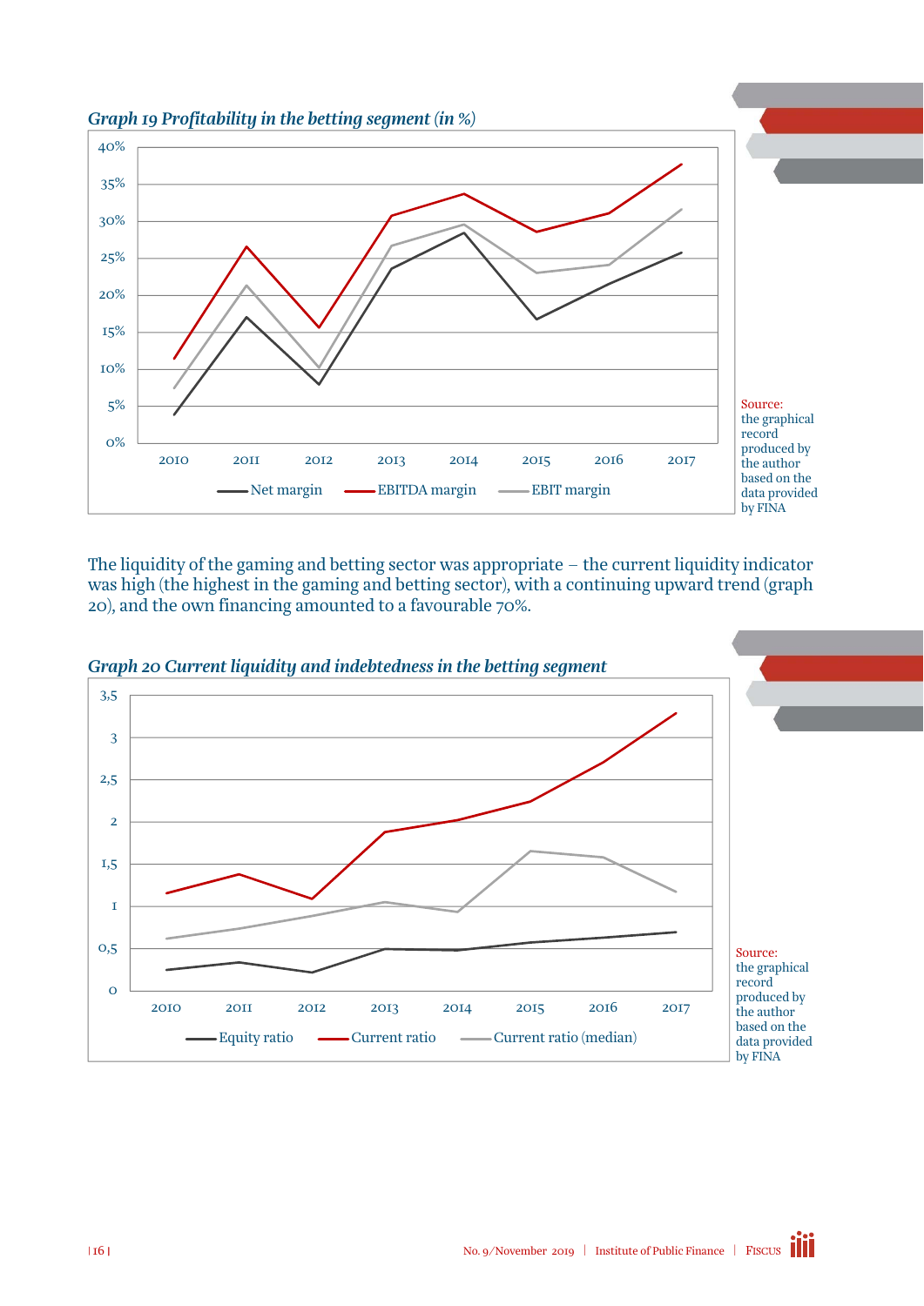*Graph 19 Profitability in the betting segment (in %)*

Source: the graphical record produced by the author based on the data provided by FINA

The liquidity of the gaming and betting sector was appropriate – the current liquidity indicator was high (the highest in the gaming and betting sector), with a continuing upward trend (graph 20), and the own financing amounted to a favourable 70%.

*Graph 20 Current liquidity and indebtedness in the betting segment*

Source: the graphical record produced by the author based on the data provided by FINA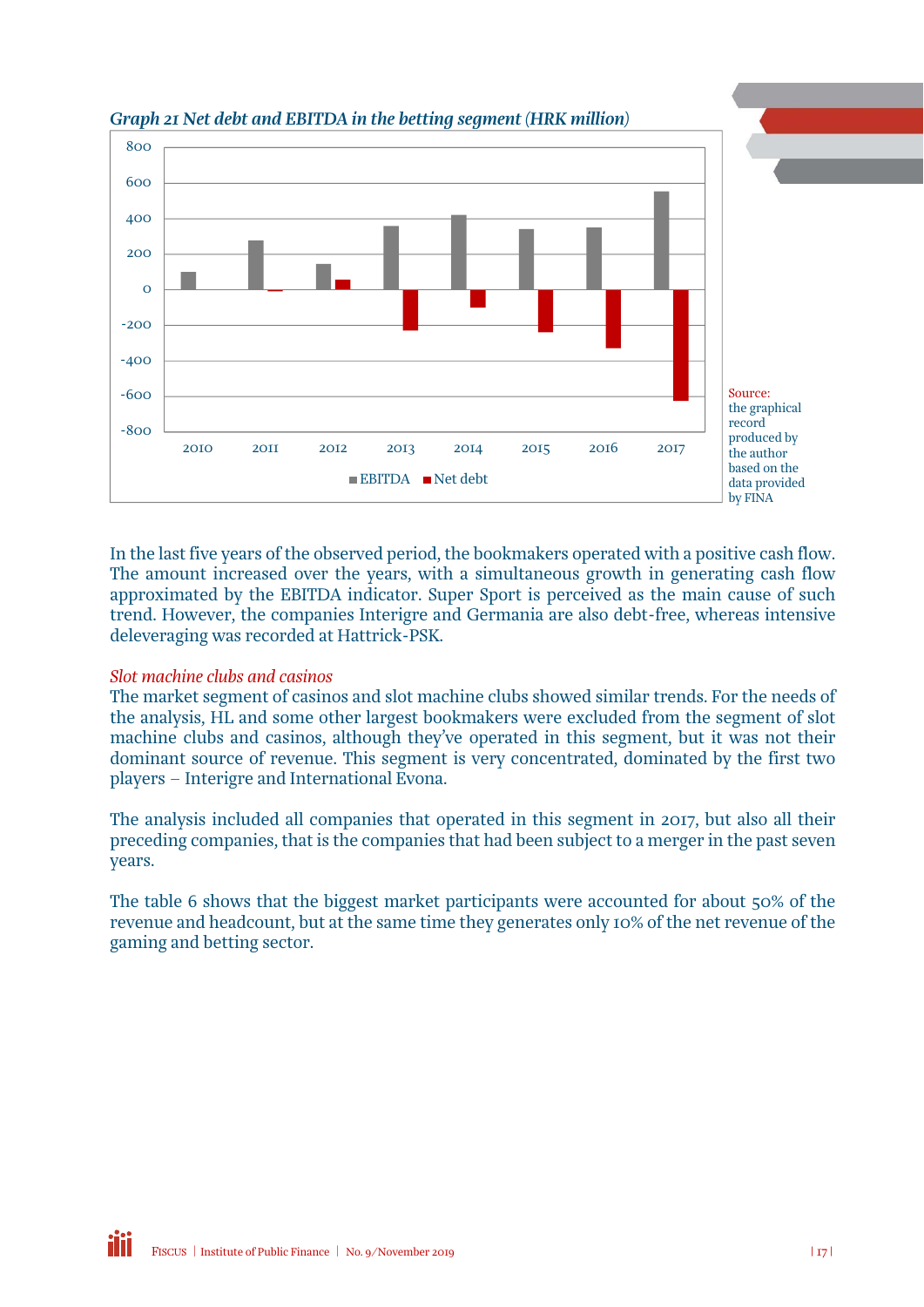*Graph 21 Net debt and EBITDA in the betting segment (HRK million)*

Source: the graphical record produced by the author based on the data provided by FINA

In the last five years of the observed period, the bookmakers operated with a positive cash flow. The amount increased over the years, with a simultaneous growth in generating cash flow approximated by the EBITDA indicator. Super Sport is perceived as the main cause of such trend. However, the companies Interigre and Germania are also debt-free, whereas intensive deleveraging was recorded at Hattrick-PSK.

*Slot machine clubs and casinos*

The market segment of casinos and slot machine clubs showed similar trends. For the needs of the analysis, HL and some other largest bookmakers were excluded from the segment of slot machine clubs and casinos, although they've operated in this segment, but it was not their dominant source of revenue. This segment is very concentrated, dominated by the first two players – Interigre and International Evona.

The analysis included all companies that operated in this segment in 2017, but also all their preceding companies, that is the companies that had been subject to a merger in the past seven years.

The table 6 shows that the biggest market participants were accounted for about 50% of the revenue and headcount, but at the same time they generates only 10% of the net revenue of the gaming and betting sector.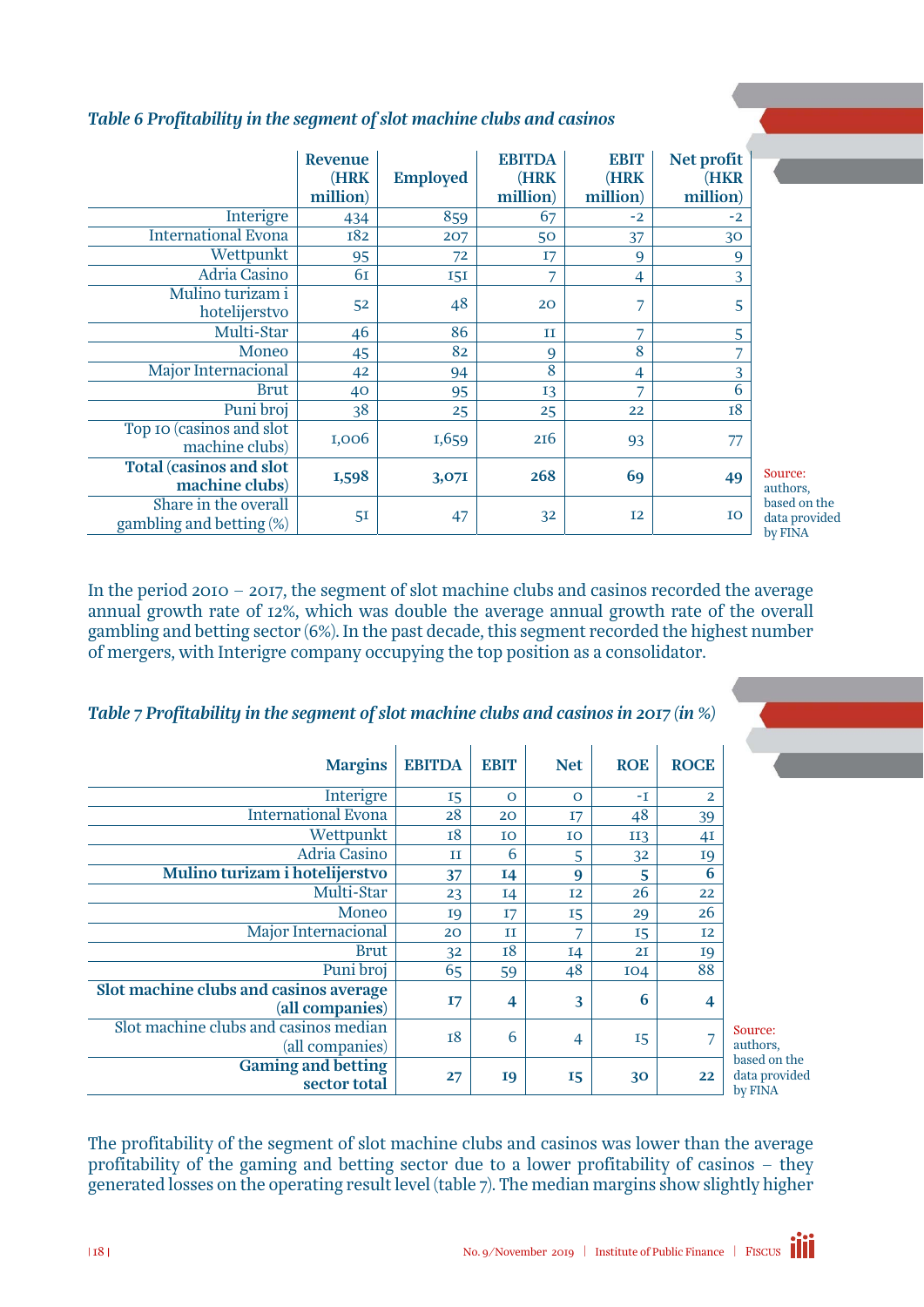*Table 6 Profitability in the segment of slot machine clubs and casinos*

| | Revenue (HRK million) | Employed | EBITDA (HRK million) | EBIT (HRK million) | Net profit (HKR million) |
|---|---|---|---|---|---|
| Interigre | 434 | 859 | 67 | -2 | -2 |
| International Evona | 182 | 207 | 50 | 37 | 30 |
| Wettpunkt | 95 | 72 | 17 | 9 | 9 |
| Adria Casino | 61 | 151 | 7 | 4 | 3 |
| Mulino turizam i hotelijerstvo | 52 | 48 | 20 | 7 | 5 |
| Multi-Star | 46 | 86 | 11 | 7 | 5 |
| Moneo | 45 | 82 | 9 | 8 | 7 |
| Major Internacional | 42 | 94 | 8 | 4 | 3 |
| Brut | 40 | 95 | 13 | 7 | 6 |
| Puni broj | 38 | 25 | 25 | 22 | 18 |
| Top 10 (casinos and slot machine clubs) | 1,006 | 1,659 | 216 | 93 | 77 |
| **Total (casinos and slot machine clubs)** | **1,598** | **3,071** | **268** | **69** | **49** |
| Share in the overall gambling and betting (%) | 51 | 47 | 32 | 12 | 10 |

Source: authors, based on the data provided by FINA

In the period 2010 – 2017, the segment of slot machine clubs and casinos recorded the average annual growth rate of 12%, which was double the average annual growth rate of the overall gambling and betting sector (6%). In the past decade, this segment recorded the highest number of mergers, with Interigre company occupying the top position as a consolidator.

*Table 7 Profitability in the segment of slot machine clubs and casinos in 2017 (in %)*

| Margins | EBITDA | EBIT | Net | ROE | ROCE |
|---|---|---|---|---|---|
| Interigre | 15 | 0 | 0 | -1 | 2 |
| International Evona | 28 | 20 | 17 | 48 | 39 |
| Wettpunkt | 18 | 10 | 10 | 113 | 41 |
| Adria Casino | 11 | 6 | 5 | 32 | 19 |
| **Mulino turizam i hotelijerstvo** | **37** | **14** | **9** | **5** | **6** |
| Multi-Star | 23 | 14 | 12 | 26 | 22 |
| Moneo | 19 | 17 | 15 | 29 | 26 |
| Major Internacional | 20 | 11 | 7 | 15 | 12 |
| Brut | 32 | 18 | 14 | 21 | 19 |
| Puni broj | 65 | 59 | 48 | 104 | 88 |
| **Slot machine clubs and casinos average (all companies)** | **17** | **4** | **3** | **6** | **4** |
| Slot machine clubs and casinos median (all companies) | 18 | 6 | 4 | 15 | 7 |
| **Gaming and betting sector total** | **27** | **19** | **15** | **30** | **22** |

Source: authors, based on the data provided by FINA

The profitability of the segment of slot machine clubs and casinos was lower than the average profitability of the gaming and betting sector due to a lower profitability of casinos – they generated losses on the operating result level (table 7). The median margins show slightly higher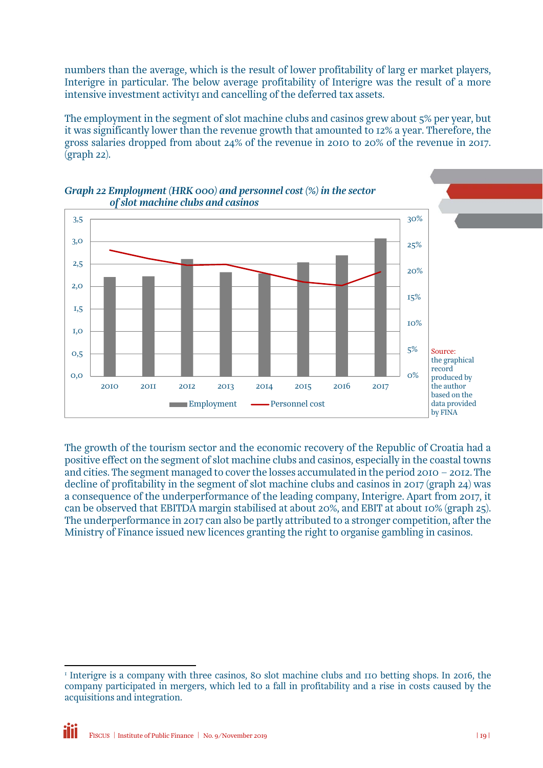numbers than the average, which is the result of lower profitability of larg er market players, Interigre in particular. The below average profitability of Interigre was the result of a more intensive investment activity[1] and cancelling of the deferred tax assets.

The employment in the segment of slot machine clubs and casinos grew about 5% per year, but it was significantly lower than the revenue growth that amounted to 12% a year. Therefore, the gross salaries dropped from about 24% of the revenue in 2010 to 20% of the revenue in 2017. (graph 22).

***Graph 22 Employment (HRK 000) and personnel cost (%) in the sector of slot machine clubs and casinos***

Source: the graphical record produced by the author based on the data provided by FINA

The growth of the tourism sector and the economic recovery of the Republic of Croatia had a positive effect on the segment of slot machine clubs and casinos, especially in the coastal towns and cities. The segment managed to cover the losses accumulated in the period 2010 – 2012. The decline of profitability in the segment of slot machine clubs and casinos in 2017 (graph 24) was a consequence of the underperformance of the leading company, Interigre. Apart from 2017, it can be observed that EBITDA margin stabilised at about 20%, and EBIT at about 10% (graph 25). The underperformance in 2017 can also be partly attributed to a stronger competition, after the Ministry of Finance issued new licences granting the right to organise gambling in casinos.

[1] Interigre is a company with three casinos, 80 slot machine clubs and 110 betting shops. In 2016, the company participated in mergers, which led to a fall in profitability and a rise in costs caused by the acquisitions and integration.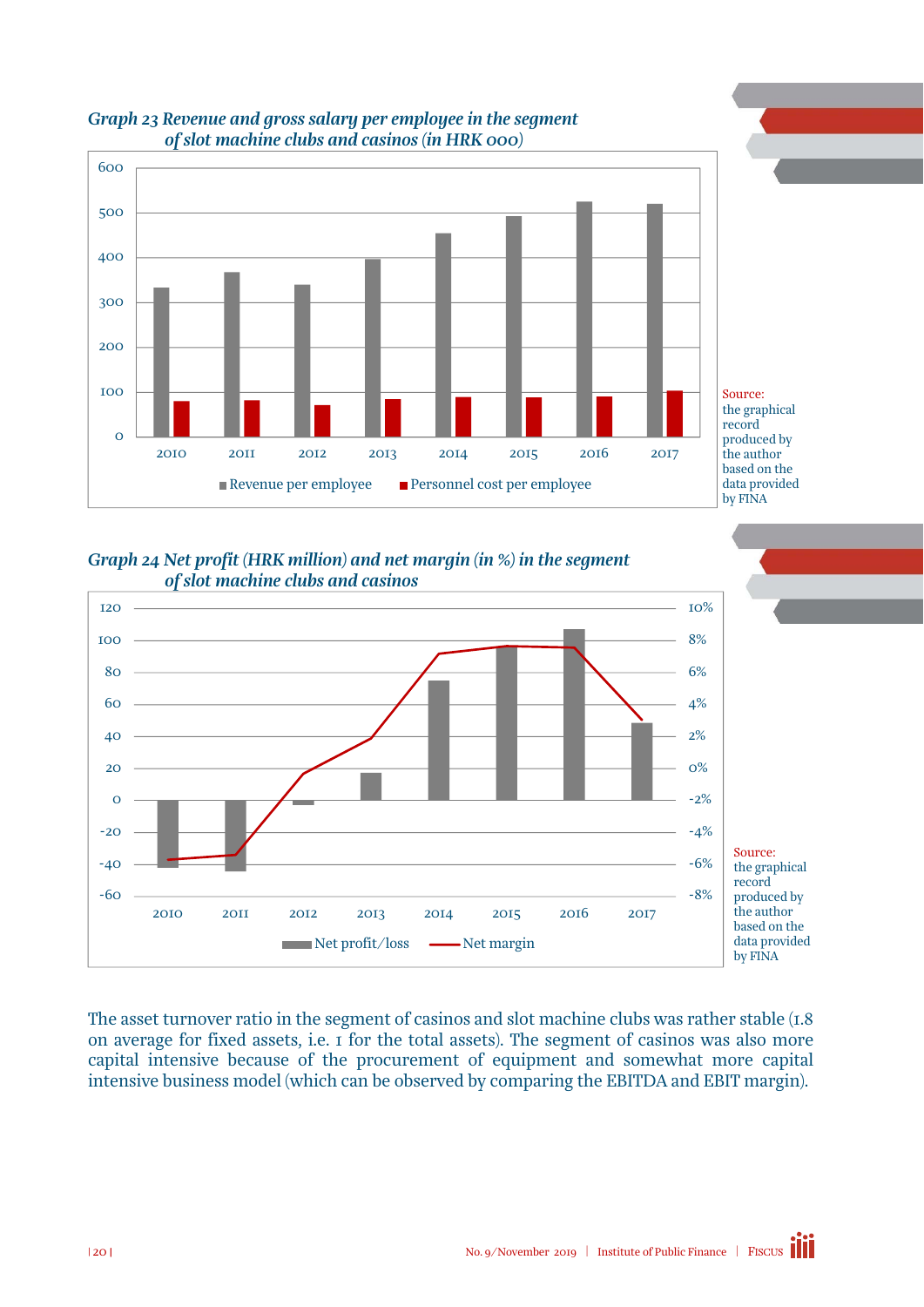*Graph 23 Revenue and gross salary per employee in the segment of slot machine clubs and casinos (in HRK 000)*

Source: the graphical record produced by the author based on the data provided by FINA

*Graph 24 Net profit (HRK million) and net margin (in %) in the segment of slot machine clubs and casinos*

Source: the graphical record produced by the author based on the data provided by FINA

The asset turnover ratio in the segment of casinos and slot machine clubs was rather stable (1.8 on average for fixed assets, i.e. 1 for the total assets). The segment of casinos was also more capital intensive because of the procurement of equipment and somewhat more capital intensive business model (which can be observed by comparing the EBITDA and EBIT margin).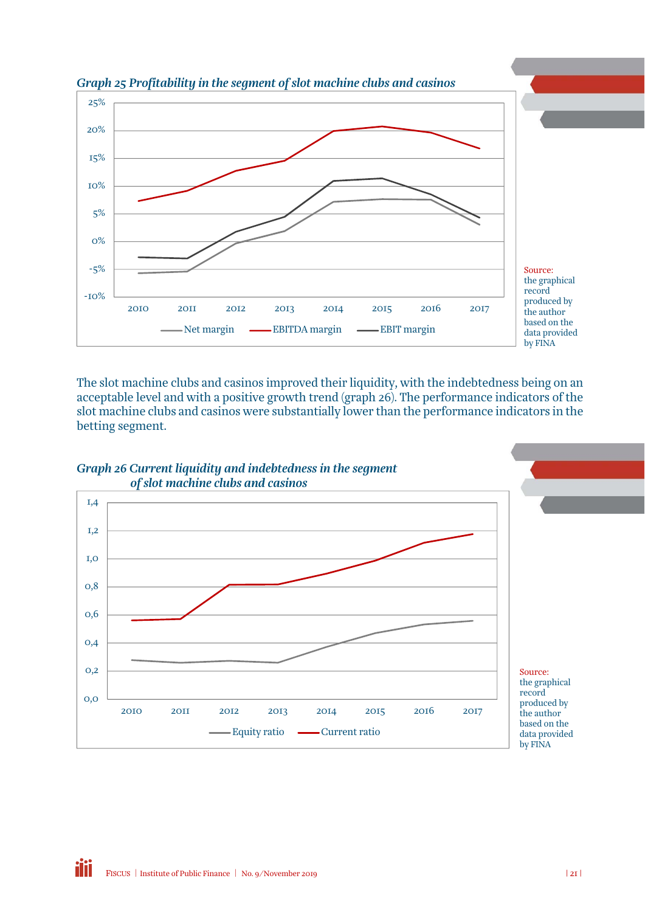*Graph 25 Profitability in the segment of slot machine clubs and casinos*

Source: the graphical record produced by the author based on the data provided by FINA

The slot machine clubs and casinos improved their liquidity, with the indebtedness being on an acceptable level and with a positive growth trend (graph 26). The performance indicators of the slot machine clubs and casinos were substantially lower than the performance indicators in the betting segment.

*Graph 26 Current liquidity and indebtedness in the segment of slot machine clubs and casinos*

Source: the graphical record produced by the author based on the data provided by FINA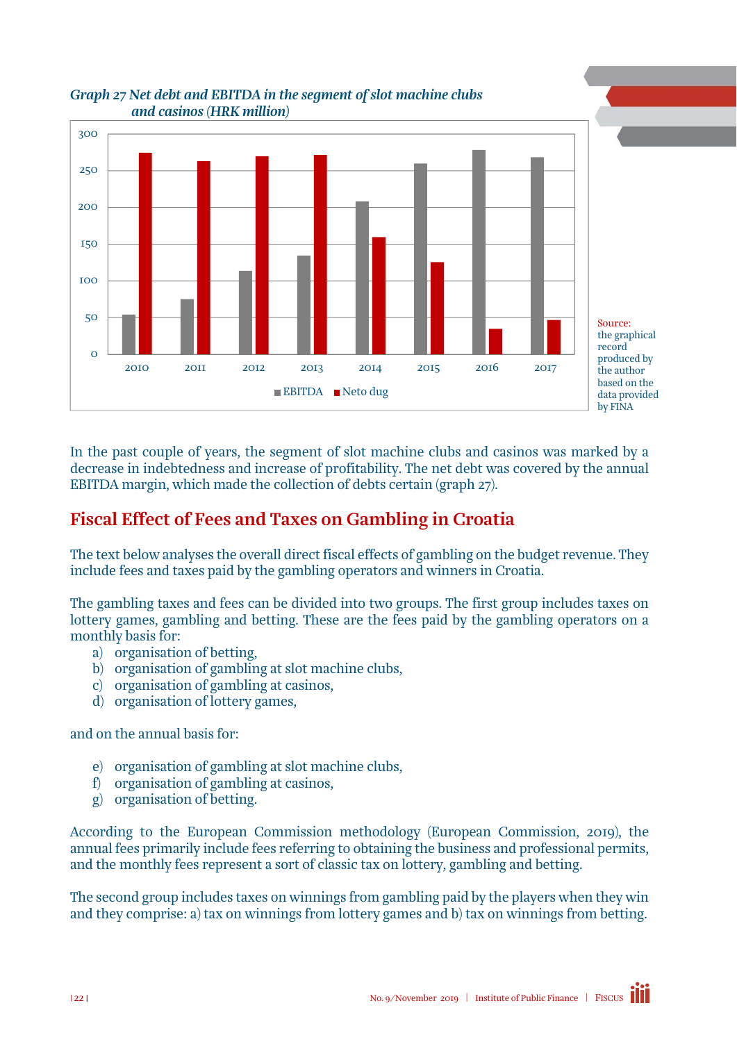*Graph 27 Net debt and EBITDA in the segment of slot machine clubs and casinos (HRK million)*

Source: the graphical record produced by the author based on the data provided by FINA

In the past couple of years, the segment of slot machine clubs and casinos was marked by a decrease in indebtedness and increase of profitability. The net debt was covered by the annual EBITDA margin, which made the collection of debts certain (graph 27).

## Fiscal Effect of Fees and Taxes on Gambling in Croatia

The text below analyses the overall direct fiscal effects of gambling on the budget revenue. They include fees and taxes paid by the gambling operators and winners in Croatia.

The gambling taxes and fees can be divided into two groups. The first group includes taxes on lottery games, gambling and betting. These are the fees paid by the gambling operators on a monthly basis for:

a) organisation of betting,
b) organisation of gambling at slot machine clubs,
c) organisation of gambling at casinos,
d) organisation of lottery games,

and on the annual basis for:

e) organisation of gambling at slot machine clubs,
f) organisation of gambling at casinos,
g) organisation of betting.

According to the European Commission methodology (European Commission, 2019), the annual fees primarily include fees referring to obtaining the business and professional permits, and the monthly fees represent a sort of classic tax on lottery, gambling and betting.

The second group includes taxes on winnings from gambling paid by the players when they win and they comprise: a) tax on winnings from lottery games and b) tax on winnings from betting.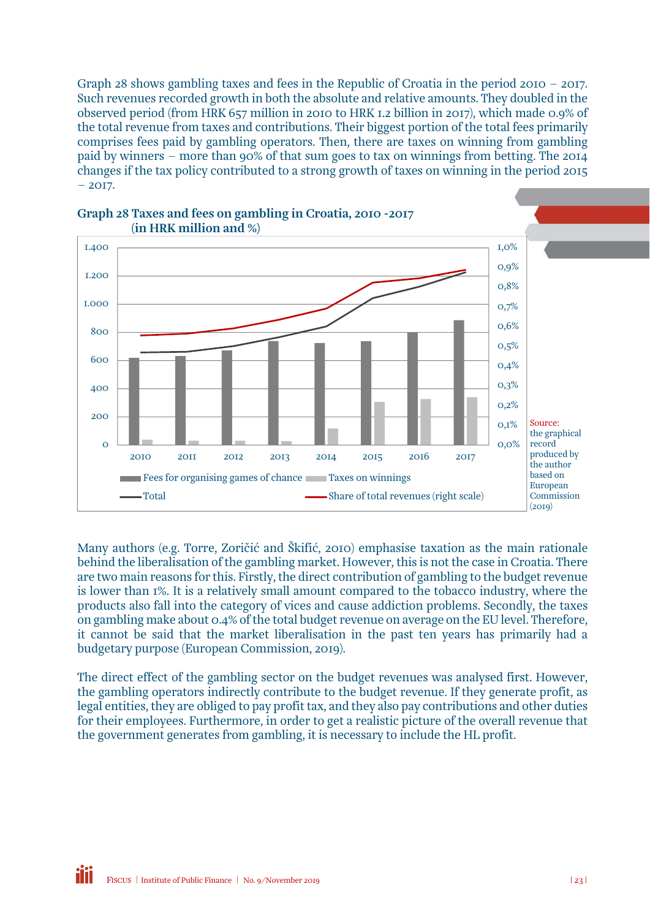Graph 28 shows gambling taxes and fees in the Republic of Croatia in the period 2010 – 2017. Such revenues recorded growth in both the absolute and relative amounts. They doubled in the observed period (from HRK 657 million in 2010 to HRK 1.2 billion in 2017), which made 0.9% of the total revenue from taxes and contributions. Their biggest portion of the total fees primarily comprises fees paid by gambling operators. Then, there are taxes on winning from gambling paid by winners – more than 90% of that sum goes to tax on winnings from betting. The 2014 changes if the tax policy contributed to a strong growth of taxes on winning in the period 2015 – 2017.

**Graph 28 Taxes and fees on gambling in Croatia, 2010 -2017 (in HRK million and %)**

Source: the graphical record produced by the author based on European Commission (2019)

Many authors (e.g. Torre, Zoričić and Škifić, 2010) emphasise taxation as the main rationale behind the liberalisation of the gambling market. However, this is not the case in Croatia. There are two main reasons for this. Firstly, the direct contribution of gambling to the budget revenue is lower than 1%. It is a relatively small amount compared to the tobacco industry, where the products also fall into the category of vices and cause addiction problems. Secondly, the taxes on gambling make about 0.4% of the total budget revenue on average on the EU level. Therefore, it cannot be said that the market liberalisation in the past ten years has primarily had a budgetary purpose (European Commission, 2019).

The direct effect of the gambling sector on the budget revenues was analysed first. However, the gambling operators indirectly contribute to the budget revenue. If they generate profit, as legal entities, they are obliged to pay profit tax, and they also pay contributions and other duties for their employees. Furthermore, in order to get a realistic picture of the overall revenue that the government generates from gambling, it is necessary to include the HL profit.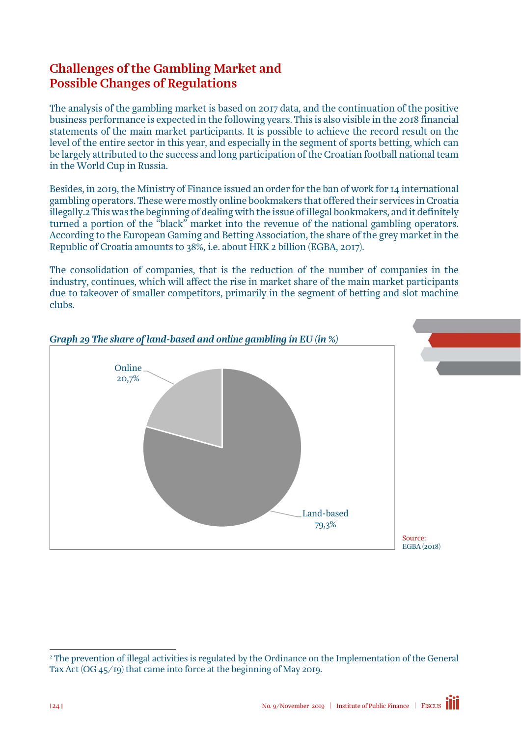## Challenges of the Gambling Market and Possible Changes of Regulations

The analysis of the gambling market is based on 2017 data, and the continuation of the positive business performance is expected in the following years. This is also visible in the 2018 financial statements of the main market participants. It is possible to achieve the record result on the level of the entire sector in this year, and especially in the segment of sports betting, which can be largely attributed to the success and long participation of the Croatian football national team in the World Cup in Russia.

Besides, in 2019, the Ministry of Finance issued an order for the ban of work for 14 international gambling operators. These were mostly online bookmakers that offered their services in Croatia illegally.[2] This was the beginning of dealing with the issue of illegal bookmakers, and it definitely turned a portion of the "black" market into the revenue of the national gambling operators. According to the European Gaming and Betting Association, the share of the grey market in the Republic of Croatia amounts to 38%, i.e. about HRK 2 billion (EGBA, 2017).

The consolidation of companies, that is the reduction of the number of companies in the industry, continues, which will affect the rise in market share of the main market participants due to takeover of smaller competitors, primarily in the segment of betting and slot machine clubs.

*Graph 29 The share of land-based and online gambling in EU (in %)*

Online 20,7%

Land-based 79,3%

Source: EGBA (2018)

---

[2] The prevention of illegal activities is regulated by the Ordinance on the Implementation of the General Tax Act (OG 45/19) that came into force at the beginning of May 2019.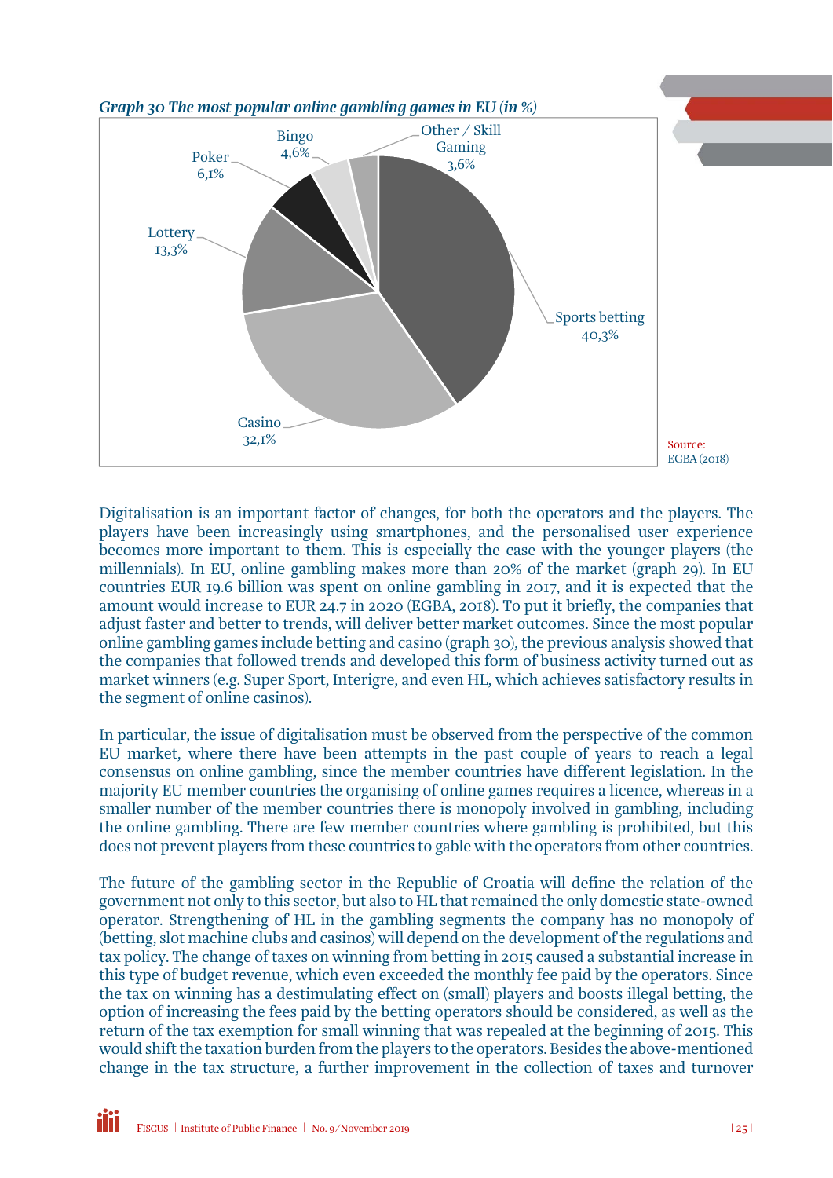*Graph 30 The most popular online gambling games in EU (in %)*

| Game | % |
|---|---|
| Sports betting | 40,3% |
| Casino | 32,1% |
| Lottery | 13,3% |
| Poker | 6,1% |
| Bingo | 4,6% |
| Other / Skill Gaming | 3,6% |

Source: EGBA (2018)

Digitalisation is an important factor of changes, for both the operators and the players. The players have been increasingly using smartphones, and the personalised user experience becomes more important to them. This is especially the case with the younger players (the millennials). In EU, online gambling makes more than 20% of the market (graph 29). In EU countries EUR 19.6 billion was spent on online gambling in 2017, and it is expected that the amount would increase to EUR 24.7 in 2020 (EGBA, 2018). To put it briefly, the companies that adjust faster and better to trends, will deliver better market outcomes. Since the most popular online gambling games include betting and casino (graph 30), the previous analysis showed that the companies that followed trends and developed this form of business activity turned out as market winners (e.g. Super Sport, Interigre, and even HL, which achieves satisfactory results in the segment of online casinos).

In particular, the issue of digitalisation must be observed from the perspective of the common EU market, where there have been attempts in the past couple of years to reach a legal consensus on online gambling, since the member countries have different legislation. In the majority EU member countries the organising of online games requires a licence, whereas in a smaller number of the member countries there is monopoly involved in gambling, including the online gambling. There are few member countries where gambling is prohibited, but this does not prevent players from these countries to gable with the operators from other countries.

The future of the gambling sector in the Republic of Croatia will define the relation of the government not only to this sector, but also to HL that remained the only domestic state-owned operator. Strengthening of HL in the gambling segments the company has no monopoly of (betting, slot machine clubs and casinos) will depend on the development of the regulations and tax policy. The change of taxes on winning from betting in 2015 caused a substantial increase in this type of budget revenue, which even exceeded the monthly fee paid by the operators. Since the tax on winning has a destimulating effect on (small) players and boosts illegal betting, the option of increasing the fees paid by the betting operators should be considered, as well as the return of the tax exemption for small winning that was repealed at the beginning of 2015. This would shift the taxation burden from the players to the operators. Besides the above-mentioned change in the tax structure, a further improvement in the collection of taxes and turnover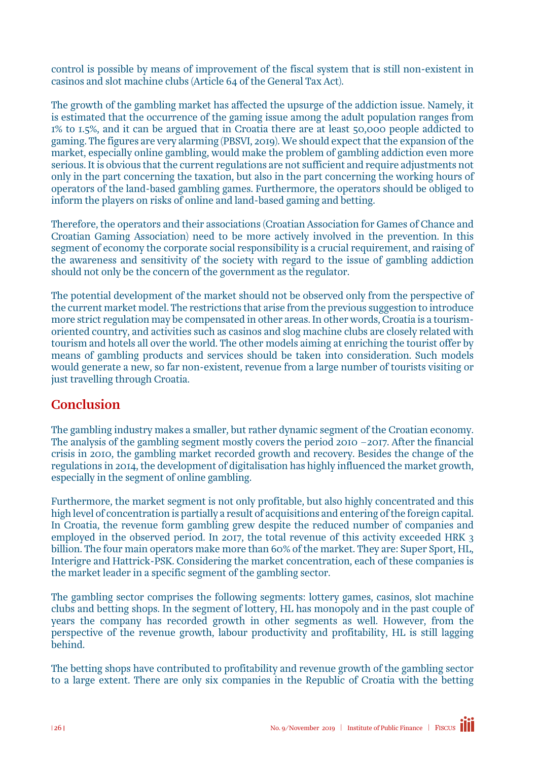control is possible by means of improvement of the fiscal system that is still non-existent in casinos and slot machine clubs (Article 64 of the General Tax Act).

The growth of the gambling market has affected the upsurge of the addiction issue. Namely, it is estimated that the occurrence of the gaming issue among the adult population ranges from 1% to 1.5%, and it can be argued that in Croatia there are at least 50,000 people addicted to gaming. The figures are very alarming (PBSVI, 2019). We should expect that the expansion of the market, especially online gambling, would make the problem of gambling addiction even more serious. It is obvious that the current regulations are not sufficient and require adjustments not only in the part concerning the taxation, but also in the part concerning the working hours of operators of the land-based gambling games. Furthermore, the operators should be obliged to inform the players on risks of online and land-based gaming and betting.

Therefore, the operators and their associations (Croatian Association for Games of Chance and Croatian Gaming Association) need to be more actively involved in the prevention. In this segment of economy the corporate social responsibility is a crucial requirement, and raising of the awareness and sensitivity of the society with regard to the issue of gambling addiction should not only be the concern of the government as the regulator.

The potential development of the market should not be observed only from the perspective of the current market model. The restrictions that arise from the previous suggestion to introduce more strict regulation may be compensated in other areas. In other words, Croatia is a tourism-oriented country, and activities such as casinos and slog machine clubs are closely related with tourism and hotels all over the world. The other models aiming at enriching the tourist offer by means of gambling products and services should be taken into consideration. Such models would generate a new, so far non-existent, revenue from a large number of tourists visiting or just travelling through Croatia.

## Conclusion

The gambling industry makes a smaller, but rather dynamic segment of the Croatian economy. The analysis of the gambling segment mostly covers the period 2010 –2017. After the financial crisis in 2010, the gambling market recorded growth and recovery. Besides the change of the regulations in 2014, the development of digitalisation has highly influenced the market growth, especially in the segment of online gambling.

Furthermore, the market segment is not only profitable, but also highly concentrated and this high level of concentration is partially a result of acquisitions and entering of the foreign capital. In Croatia, the revenue form gambling grew despite the reduced number of companies and employed in the observed period. In 2017, the total revenue of this activity exceeded HRK 3 billion. The four main operators make more than 60% of the market. They are: Super Sport, HL, Interigre and Hattrick-PSK. Considering the market concentration, each of these companies is the market leader in a specific segment of the gambling sector.

The gambling sector comprises the following segments: lottery games, casinos, slot machine clubs and betting shops. In the segment of lottery, HL has monopoly and in the past couple of years the company has recorded growth in other segments as well. However, from the perspective of the revenue growth, labour productivity and profitability, HL is still lagging behind.

The betting shops have contributed to profitability and revenue growth of the gambling sector to a large extent. There are only six companies in the Republic of Croatia with the betting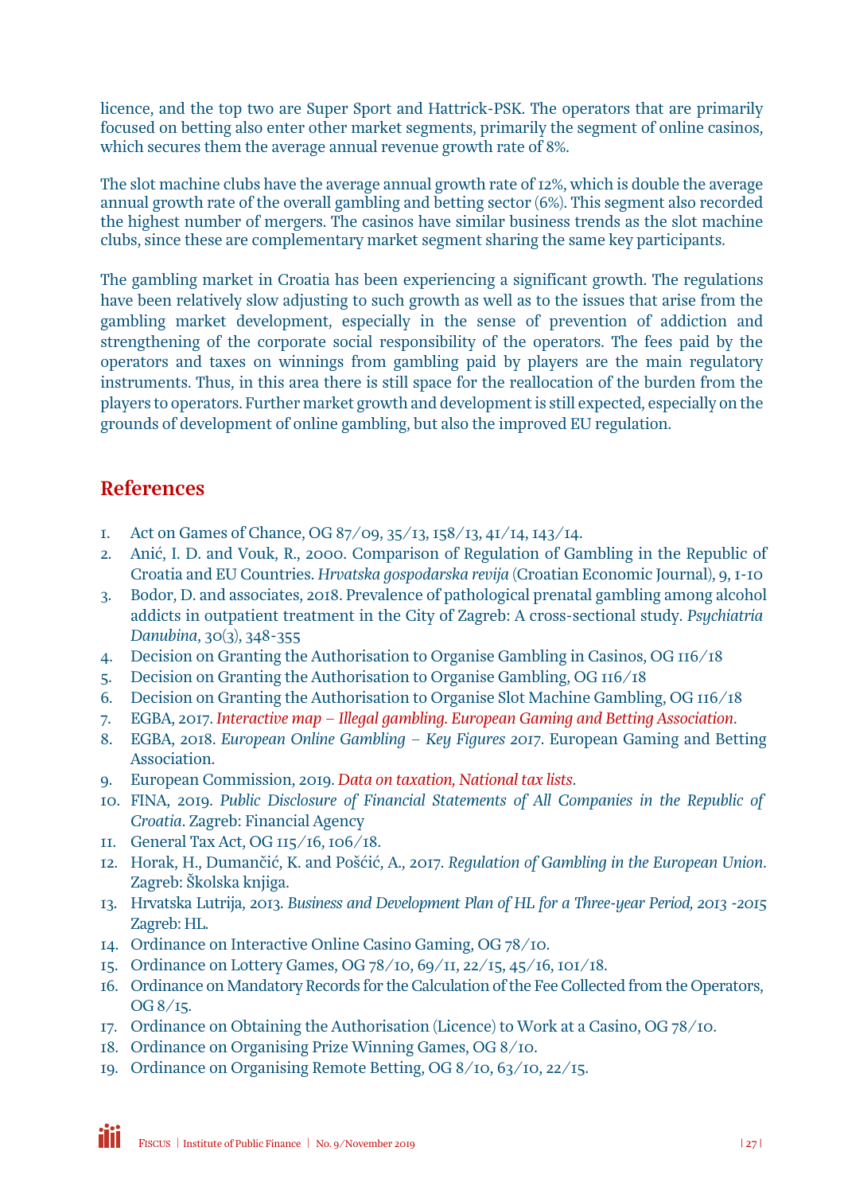licence, and the top two are Super Sport and Hattrick-PSK. The operators that are primarily focused on betting also enter other market segments, primarily the segment of online casinos, which secures them the average annual revenue growth rate of 8%.

The slot machine clubs have the average annual growth rate of 12%, which is double the average annual growth rate of the overall gambling and betting sector (6%). This segment also recorded the highest number of mergers. The casinos have similar business trends as the slot machine clubs, since these are complementary market segment sharing the same key participants.

The gambling market in Croatia has been experiencing a significant growth. The regulations have been relatively slow adjusting to such growth as well as to the issues that arise from the gambling market development, especially in the sense of prevention of addiction and strengthening of the corporate social responsibility of the operators. The fees paid by the operators and taxes on winnings from gambling paid by players are the main regulatory instruments. Thus, in this area there is still space for the reallocation of the burden from the players to operators. Further market growth and development is still expected, especially on the grounds of development of online gambling, but also the improved EU regulation.

## References

1. Act on Games of Chance, OG 87/09, 35/13, 158/13, 41/14, 143/14.
2. Anić, I. D. and Vouk, R., 2000. Comparison of Regulation of Gambling in the Republic of Croatia and EU Countries. *Hrvatska gospodarska revija* (Croatian Economic Journal), 9, 1-10
3. Bodor, D. and associates, 2018. Prevalence of pathological prenatal gambling among alcohol addicts in outpatient treatment in the City of Zagreb: A cross-sectional study. *Psychiatria Danubina*, 30(3), 348-355
4. Decision on Granting the Authorisation to Organise Gambling in Casinos, OG 116/18
5. Decision on Granting the Authorisation to Organise Gambling, OG 116/18
6. Decision on Granting the Authorisation to Organise Slot Machine Gambling, OG 116/18
7. EGBA, 2017. *Interactive map – Illegal gambling. European Gaming and Betting Association*.
8. EGBA, 2018. *European Online Gambling – Key Figures 2017*. European Gaming and Betting Association.
9. European Commission, 2019. *Data on taxation, National tax lists*.
10. FINA, 2019. *Public Disclosure of Financial Statements of All Companies in the Republic of Croatia*. Zagreb: Financial Agency
11. General Tax Act, OG 115/16, 106/18.
12. Horak, H., Dumančić, K. and Pošćić, A., 2017. *Regulation of Gambling in the European Union*. Zagreb: Školska knjiga.
13. Hrvatska Lutrija, 2013. *Business and Development Plan of HL for a Three-year Period, 2013 -2015* Zagreb: HL.
14. Ordinance on Interactive Online Casino Gaming, OG 78/10.
15. Ordinance on Lottery Games, OG 78/10, 69/11, 22/15, 45/16, 101/18.
16. Ordinance on Mandatory Records for the Calculation of the Fee Collected from the Operators, OG 8/15.
17. Ordinance on Obtaining the Authorisation (Licence) to Work at a Casino, OG 78/10.
18. Ordinance on Organising Prize Winning Games, OG 8/10.
19. Ordinance on Organising Remote Betting, OG 8/10, 63/10, 22/15.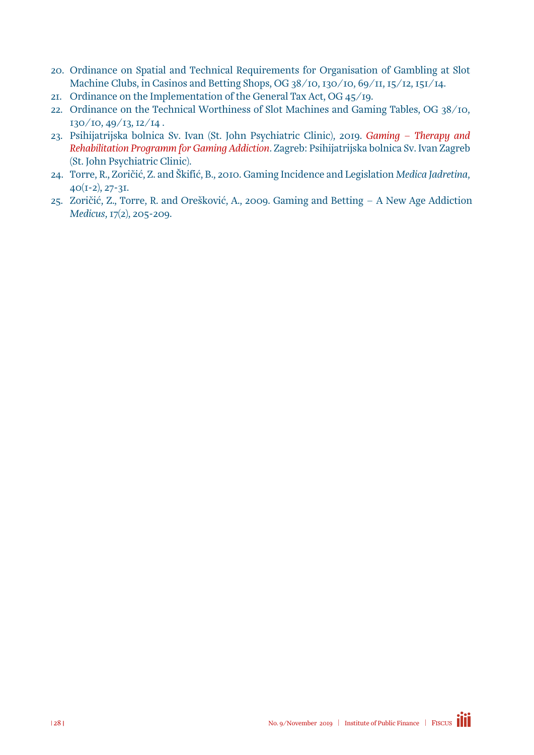20. Ordinance on Spatial and Technical Requirements for Organisation of Gambling at Slot Machine Clubs, in Casinos and Betting Shops, OG 38/10, 130/10, 69/11, 15/12, 151/14.
21. Ordinance on the Implementation of the General Tax Act, OG 45/19.
22. Ordinance on the Technical Worthiness of Slot Machines and Gaming Tables, OG 38/10, 130/10, 49/13, 12/14 .
23. Psihijatrijska bolnica Sv. Ivan (St. John Psychiatric Clinic), 2019. *Gaming – Therapy and Rehabilitation Programm for Gaming Addiction*. Zagreb: Psihijatrijska bolnica Sv. Ivan Zagreb (St. John Psychiatric Clinic).
24. Torre, R., Zoričić, Z. and Škifić, B., 2010. Gaming Incidence and Legislation *Medica Jadretina*, 40(1-2), 27-31.
25. Zoričić, Z., Torre, R. and Orešković, A., 2009. Gaming and Betting – A New Age Addiction *Medicus*, 17(2), 205-209.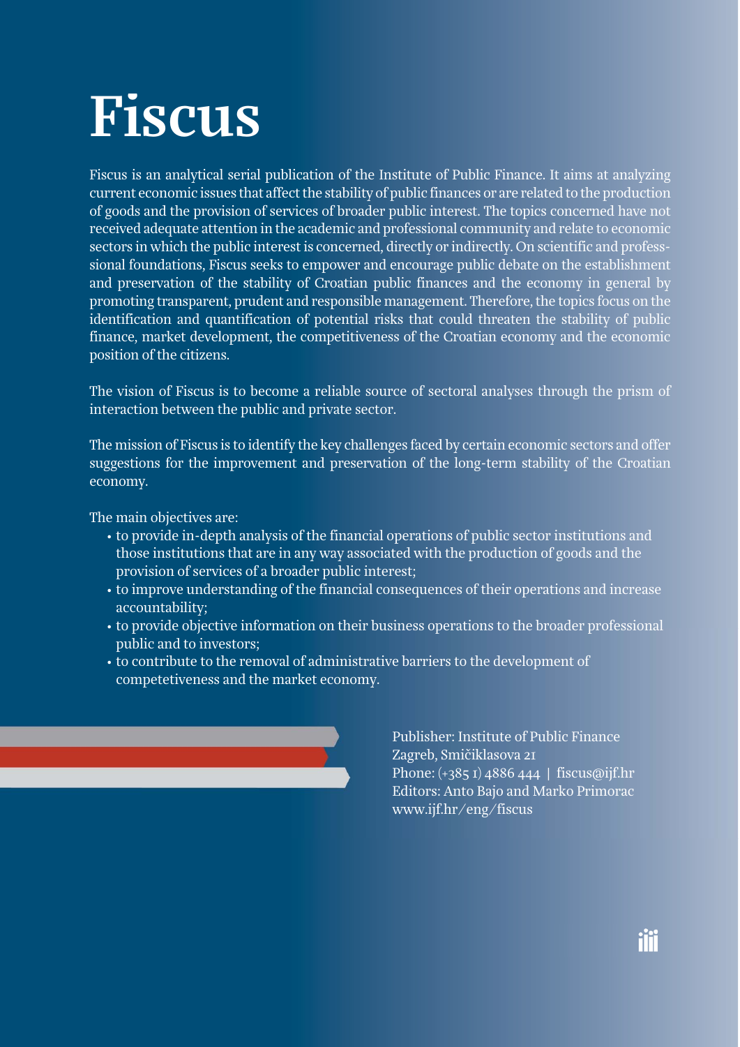# Fiscus

Fiscus is an analytical serial publication of the Institute of Public Finance. It aims at analyzing current economic issues that affect the stability of public finances or are related to the production of goods and the provision of services of broader public interest. The topics concerned have not received adequate attention in the academic and professional community and relate to economic sectors in which the public interest is concerned, directly or indirectly. On scientific and professsional foundations, Fiscus seeks to empower and encourage public debate on the establishment and preservation of the stability of Croatian public finances and the economy in general by promoting transparent, prudent and responsible management. Therefore, the topics focus on the identification and quantification of potential risks that could threaten the stability of public finance, market development, the competitiveness of the Croatian economy and the economic position of the citizens.

The vision of Fiscus is to become a reliable source of sectoral analyses through the prism of interaction between the public and private sector.

The mission of Fiscus is to identify the key challenges faced by certain economic sectors and offer suggestions for the improvement and preservation of the long-term stability of the Croatian economy.

The main objectives are:

- to provide in-depth analysis of the financial operations of public sector institutions and those institutions that are in any way associated with the production of goods and the provision of services of a broader public interest;
- to improve understanding of the financial consequences of their operations and increase accountability;
- to provide objective information on their business operations to the broader professional public and to investors;
- to contribute to the removal of administrative barriers to the development of competetiveness and the market economy.

Publisher: Institute of Public Finance
Zagreb, Smičiklasova 21
Phone: (+385 1) 4886 444 | fiscus@ijf.hr
Editors: Anto Bajo and Marko Primorac
www.ijf.hr/eng/fiscus